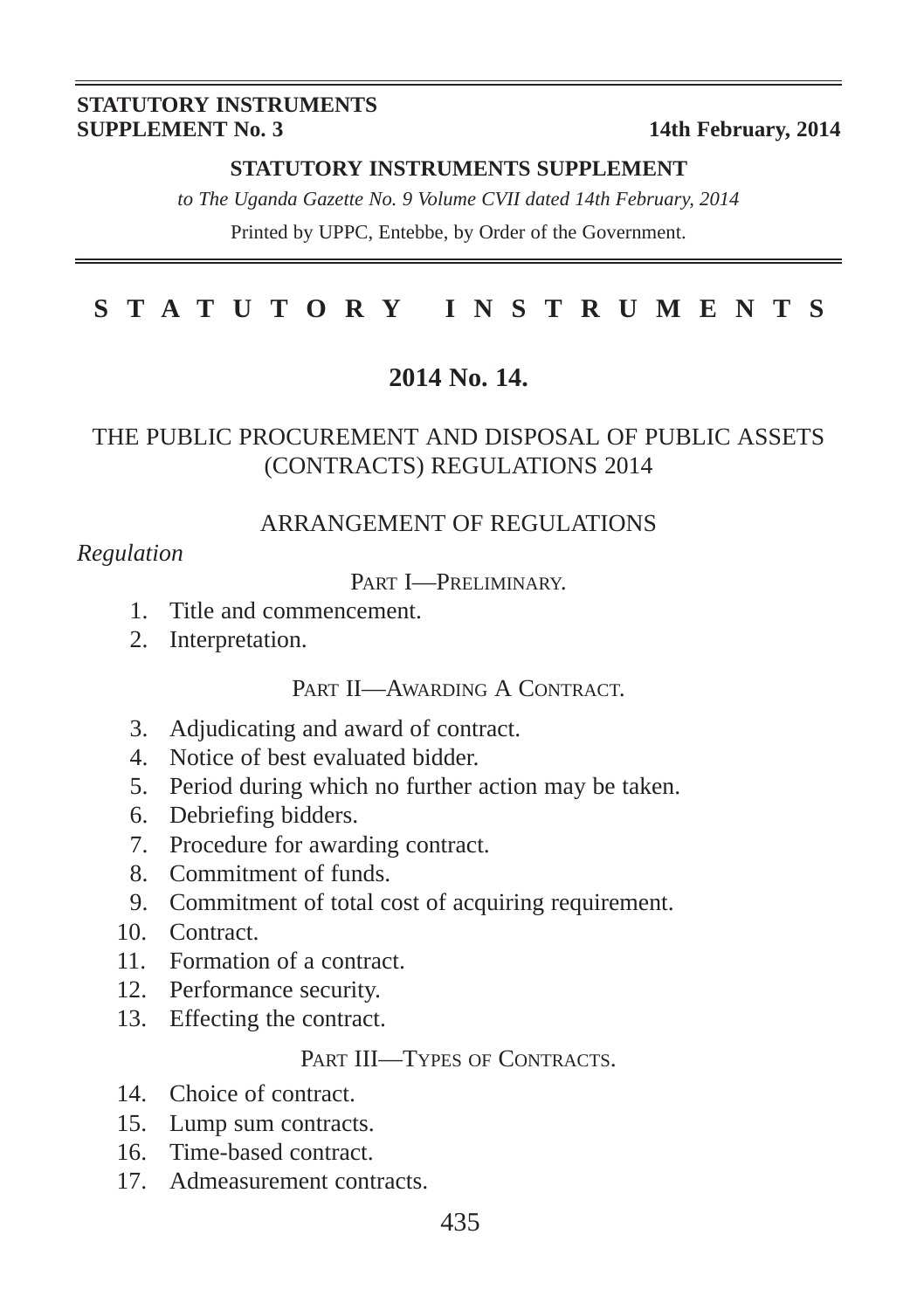**STATUTORY INSTRUMENTS SUPPLEMENT No. 3** — **14th February, 2014**

**STATUTORY INSTRUMENTS SUPPLEMENT**

*to The Uganda Gazette No. 9 Volume CVII dated 14th February, 2014*

Printed by UPPC, Entebbe, by Order of the Government.

# STATUTORY INSTRUMENTS

## 2014 No. 14.

## THE PUBLIC PROCUREMENT AND DISPOSAL OF PUBLIC ASSETS (CONTRACTS) REGULATIONS 2014

### ARRANGEMENT OF REGULATIONS

*Regulation*

PART I—PRELIMINARY.

1. Title and commencement.
2. Interpretation.

PART II—AWARDING A CONTRACT.

3. Adjudicating and award of contract.
4. Notice of best evaluated bidder.
5. Period during which no further action may be taken.
6. Debriefing bidders.
7. Procedure for awarding contract.
8. Commitment of funds.
9. Commitment of total cost of acquiring requirement.
10. Contract.
11. Formation of a contract.
12. Performance security.
13. Effecting the contract.

PART III—TYPES OF CONTRACTS.

14. Choice of contract.
15. Lump sum contracts.
16. Time-based contract.
17. Admeasurement contracts.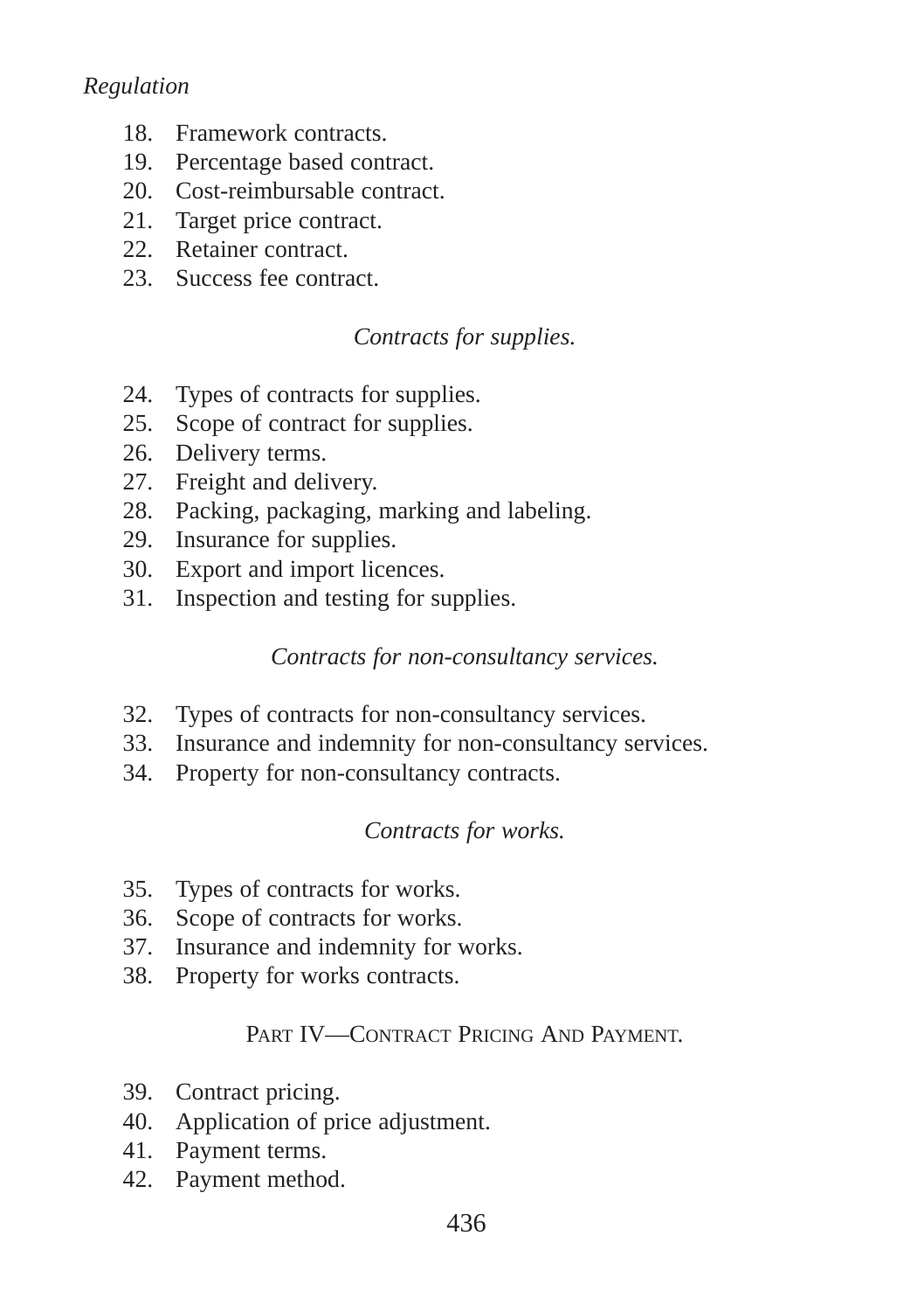*Regulation*

18. Framework contracts.
19. Percentage based contract.
20. Cost-reimbursable contract.
21. Target price contract.
22. Retainer contract.
23. Success fee contract.

*Contracts for supplies.*

24. Types of contracts for supplies.
25. Scope of contract for supplies.
26. Delivery terms.
27. Freight and delivery.
28. Packing, packaging, marking and labeling.
29. Insurance for supplies.
30. Export and import licences.
31. Inspection and testing for supplies.

*Contracts for non-consultancy services.*

32. Types of contracts for non-consultancy services.
33. Insurance and indemnity for non-consultancy services.
34. Property for non-consultancy contracts.

*Contracts for works.*

35. Types of contracts for works.
36. Scope of contracts for works.
37. Insurance and indemnity for works.
38. Property for works contracts.

PART IV—CONTRACT PRICING AND PAYMENT.

39. Contract pricing.
40. Application of price adjustment.
41. Payment terms.
42. Payment method.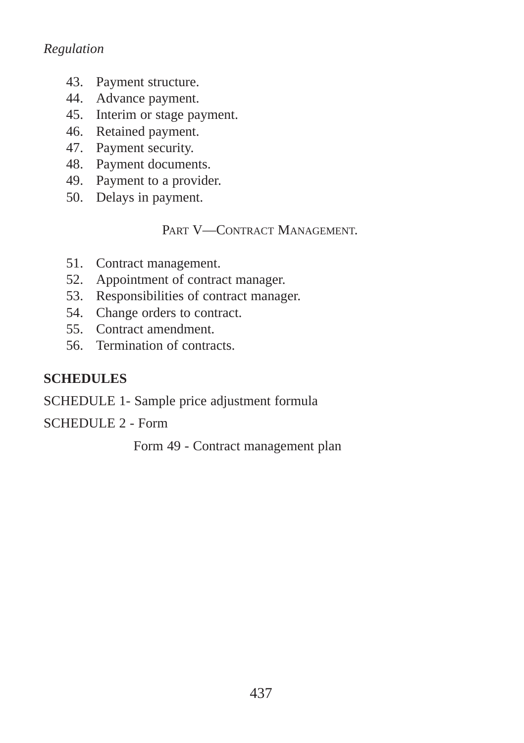*Regulation*

43. Payment structure.
44. Advance payment.
45. Interim or stage payment.
46. Retained payment.
47. Payment security.
48. Payment documents.
49. Payment to a provider.
50. Delays in payment.

## PART V—CONTRACT MANAGEMENT.

51. Contract management.
52. Appointment of contract manager.
53. Responsibilities of contract manager.
54. Change orders to contract.
55. Contract amendment.
56. Termination of contracts.

**SCHEDULES**

SCHEDULE 1- Sample price adjustment formula

SCHEDULE 2 - Form

Form 49 - Contract management plan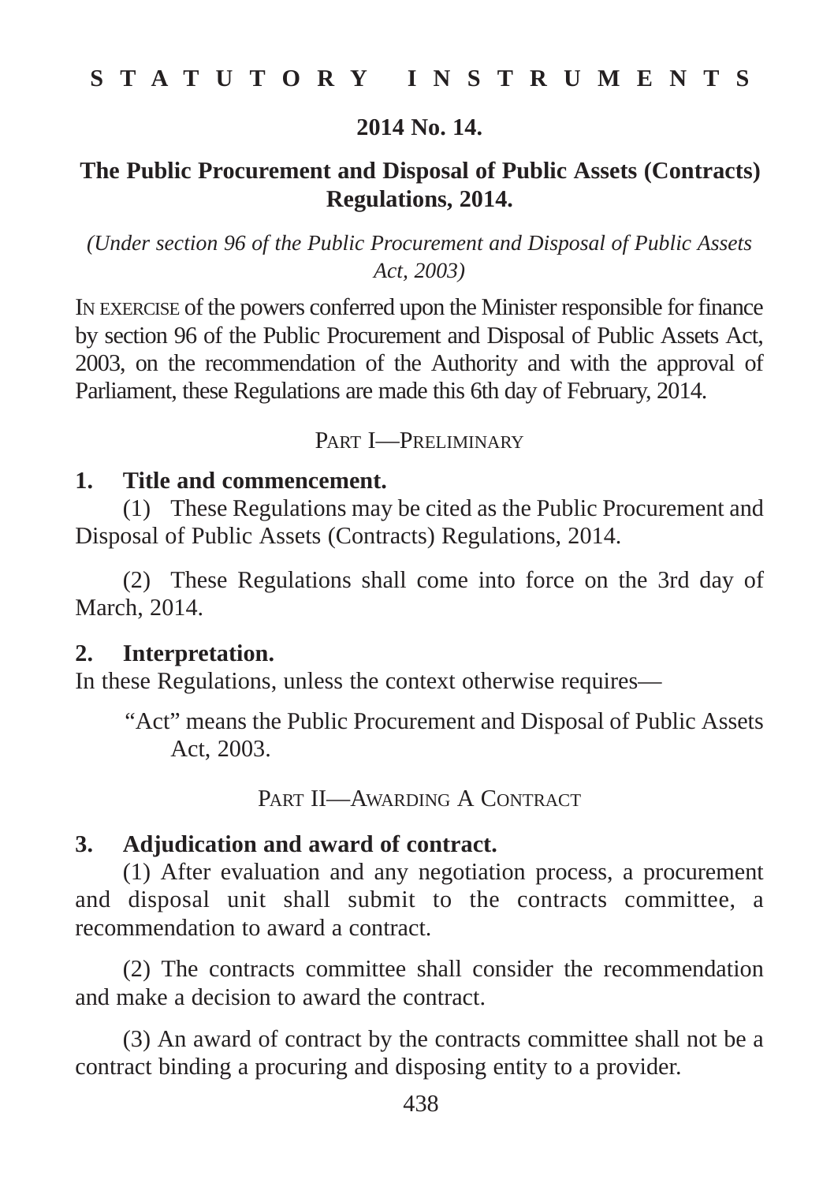**STATUTORY INSTRUMENTS**

**2014 No. 14.**

# The Public Procurement and Disposal of Public Assets (Contracts) Regulations, 2014.

*(Under section 96 of the Public Procurement and Disposal of Public Assets Act, 2003)*

IN EXERCISE of the powers conferred upon the Minister responsible for finance by section 96 of the Public Procurement and Disposal of Public Assets Act, 2003, on the recommendation of the Authority and with the approval of Parliament, these Regulations are made this 6th day of February, 2014.

## PART I—PRELIMINARY

### 1. Title and commencement.

(1) These Regulations may be cited as the Public Procurement and Disposal of Public Assets (Contracts) Regulations, 2014.

(2) These Regulations shall come into force on the 3rd day of March, 2014.

### 2. Interpretation.

In these Regulations, unless the context otherwise requires—

"Act" means the Public Procurement and Disposal of Public Assets Act, 2003.

## PART II—AWARDING A CONTRACT

### 3. Adjudication and award of contract.

(1) After evaluation and any negotiation process, a procurement and disposal unit shall submit to the contracts committee, a recommendation to award a contract.

(2) The contracts committee shall consider the recommendation and make a decision to award the contract.

(3) An award of contract by the contracts committee shall not be a contract binding a procuring and disposing entity to a provider.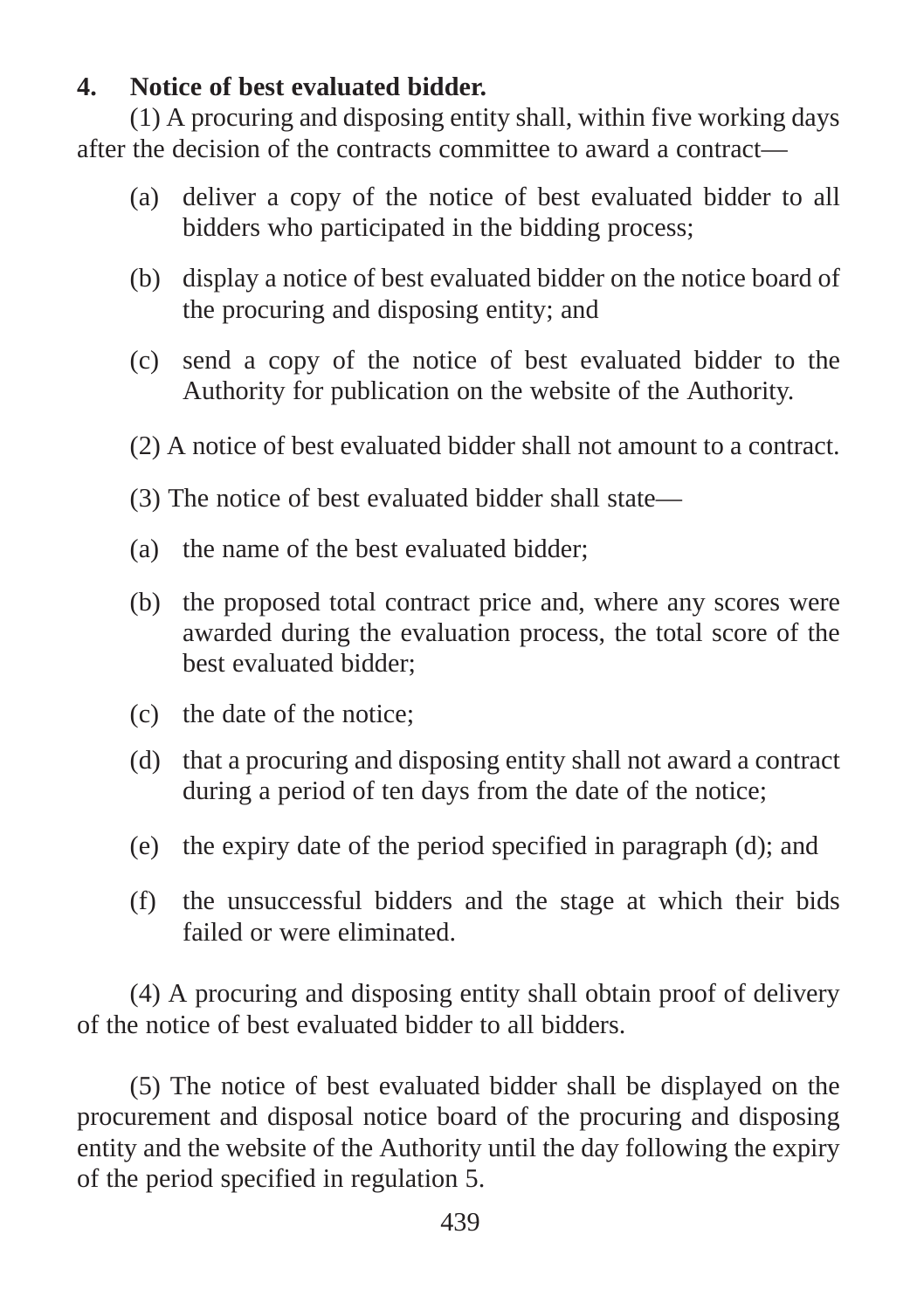**4. Notice of best evaluated bidder.**

(1) A procuring and disposing entity shall, within five working days after the decision of the contracts committee to award a contract—

(a) deliver a copy of the notice of best evaluated bidder to all bidders who participated in the bidding process;

(b) display a notice of best evaluated bidder on the notice board of the procuring and disposing entity; and

(c) send a copy of the notice of best evaluated bidder to the Authority for publication on the website of the Authority.

(2) A notice of best evaluated bidder shall not amount to a contract.

(3) The notice of best evaluated bidder shall state—

(a) the name of the best evaluated bidder;

(b) the proposed total contract price and, where any scores were awarded during the evaluation process, the total score of the best evaluated bidder;

(c) the date of the notice;

(d) that a procuring and disposing entity shall not award a contract during a period of ten days from the date of the notice;

(e) the expiry date of the period specified in paragraph (d); and

(f) the unsuccessful bidders and the stage at which their bids failed or were eliminated.

(4) A procuring and disposing entity shall obtain proof of delivery of the notice of best evaluated bidder to all bidders.

(5) The notice of best evaluated bidder shall be displayed on the procurement and disposal notice board of the procuring and disposing entity and the website of the Authority until the day following the expiry of the period specified in regulation 5.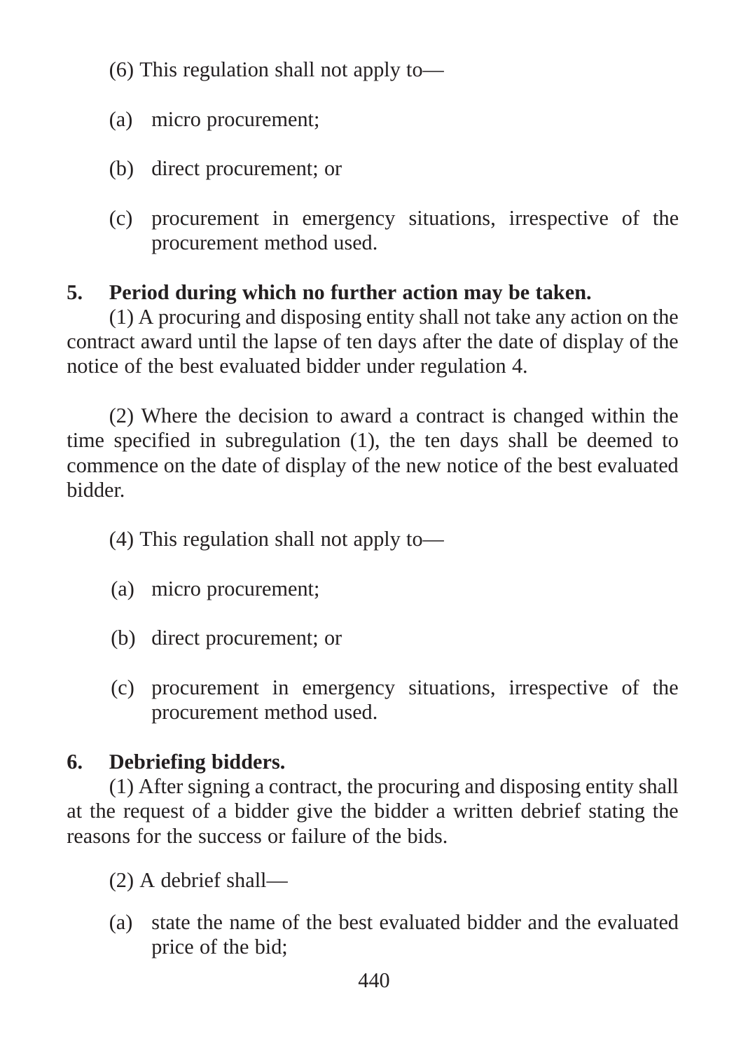(6) This regulation shall not apply to—

(a) micro procurement;

(b) direct procurement; or

(c) procurement in emergency situations, irrespective of the procurement method used.

**5. Period during which no further action may be taken.**

(1) A procuring and disposing entity shall not take any action on the contract award until the lapse of ten days after the date of display of the notice of the best evaluated bidder under regulation 4.

(2) Where the decision to award a contract is changed within the time specified in subregulation (1), the ten days shall be deemed to commence on the date of display of the new notice of the best evaluated bidder.

(4) This regulation shall not apply to—

(a) micro procurement;

(b) direct procurement; or

(c) procurement in emergency situations, irrespective of the procurement method used.

**6. Debriefing bidders.**

(1) After signing a contract, the procuring and disposing entity shall at the request of a bidder give the bidder a written debrief stating the reasons for the success or failure of the bids.

(2) A debrief shall—

(a) state the name of the best evaluated bidder and the evaluated price of the bid;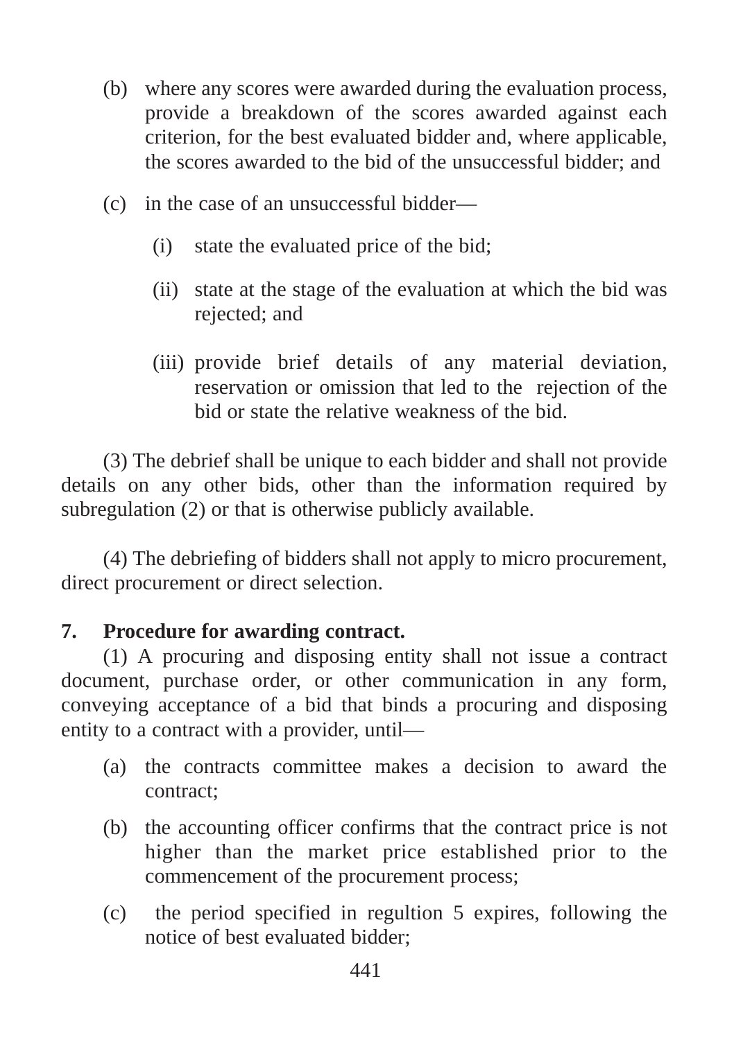(b) where any scores were awarded during the evaluation process, provide a breakdown of the scores awarded against each criterion, for the best evaluated bidder and, where applicable, the scores awarded to the bid of the unsuccessful bidder; and

(c) in the case of an unsuccessful bidder—

(i) state the evaluated price of the bid;

(ii) state at the stage of the evaluation at which the bid was rejected; and

(iii) provide brief details of any material deviation, reservation or omission that led to the rejection of the bid or state the relative weakness of the bid.

(3) The debrief shall be unique to each bidder and shall not provide details on any other bids, other than the information required by subregulation (2) or that is otherwise publicly available.

(4) The debriefing of bidders shall not apply to micro procurement, direct procurement or direct selection.

**7. Procedure for awarding contract.**

(1) A procuring and disposing entity shall not issue a contract document, purchase order, or other communication in any form, conveying acceptance of a bid that binds a procuring and disposing entity to a contract with a provider, until—

(a) the contracts committee makes a decision to award the contract;

(b) the accounting officer confirms that the contract price is not higher than the market price established prior to the commencement of the procurement process;

(c) the period specified in regultion 5 expires, following the notice of best evaluated bidder;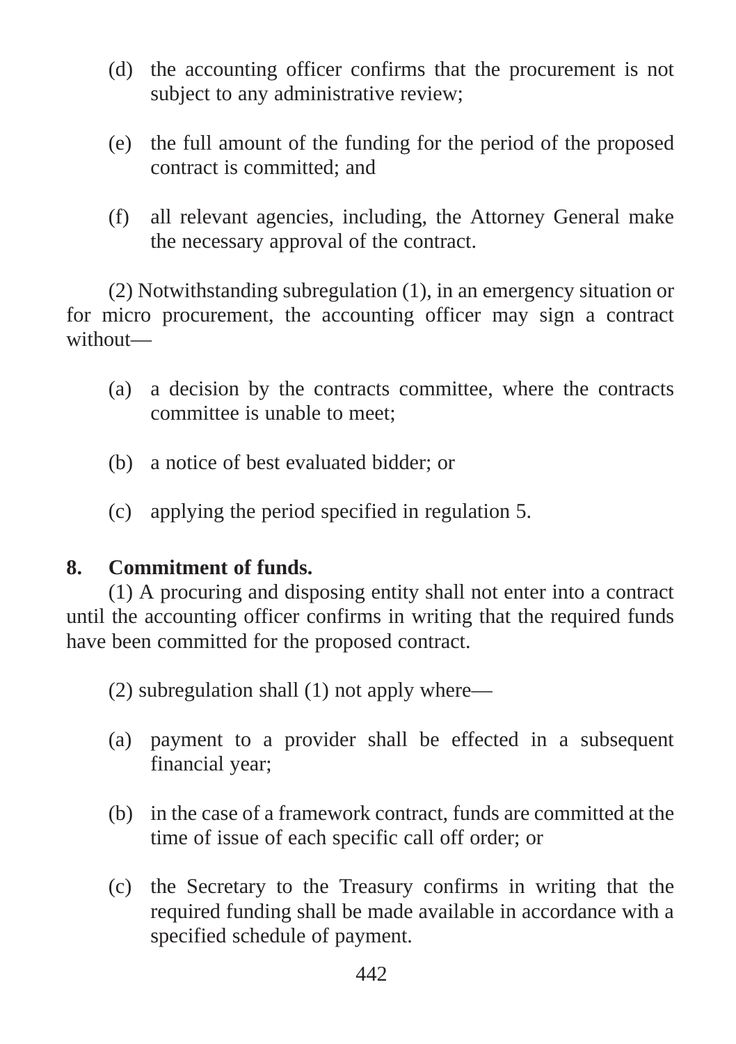(d) the accounting officer confirms that the procurement is not subject to any administrative review;

(e) the full amount of the funding for the period of the proposed contract is committed; and

(f) all relevant agencies, including, the Attorney General make the necessary approval of the contract.

(2) Notwithstanding subregulation (1), in an emergency situation or for micro procurement, the accounting officer may sign a contract without—

(a) a decision by the contracts committee, where the contracts committee is unable to meet;

(b) a notice of best evaluated bidder; or

(c) applying the period specified in regulation 5.

**8. Commitment of funds.**

(1) A procuring and disposing entity shall not enter into a contract until the accounting officer confirms in writing that the required funds have been committed for the proposed contract.

(2) subregulation shall (1) not apply where—

(a) payment to a provider shall be effected in a subsequent financial year;

(b) in the case of a framework contract, funds are committed at the time of issue of each specific call off order; or

(c) the Secretary to the Treasury confirms in writing that the required funding shall be made available in accordance with a specified schedule of payment.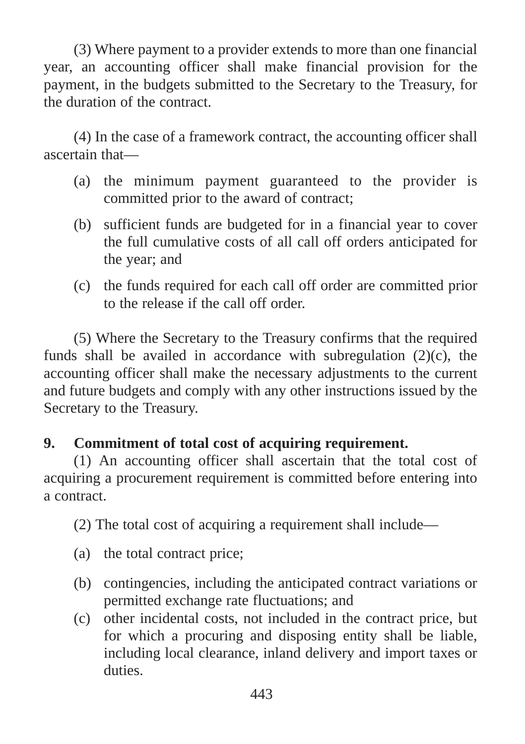(3) Where payment to a provider extends to more than one financial year, an accounting officer shall make financial provision for the payment, in the budgets submitted to the Secretary to the Treasury, for the duration of the contract.

(4) In the case of a framework contract, the accounting officer shall ascertain that—

(a) the minimum payment guaranteed to the provider is committed prior to the award of contract;

(b) sufficient funds are budgeted for in a financial year to cover the full cumulative costs of all call off orders anticipated for the year; and

(c) the funds required for each call off order are committed prior to the release if the call off order.

(5) Where the Secretary to the Treasury confirms that the required funds shall be availed in accordance with subregulation (2)(c), the accounting officer shall make the necessary adjustments to the current and future budgets and comply with any other instructions issued by the Secretary to the Treasury.

**9. Commitment of total cost of acquiring requirement.**

(1) An accounting officer shall ascertain that the total cost of acquiring a procurement requirement is committed before entering into a contract.

(2) The total cost of acquiring a requirement shall include—

(a) the total contract price;

(b) contingencies, including the anticipated contract variations or permitted exchange rate fluctuations; and

(c) other incidental costs, not included in the contract price, but for which a procuring and disposing entity shall be liable, including local clearance, inland delivery and import taxes or duties.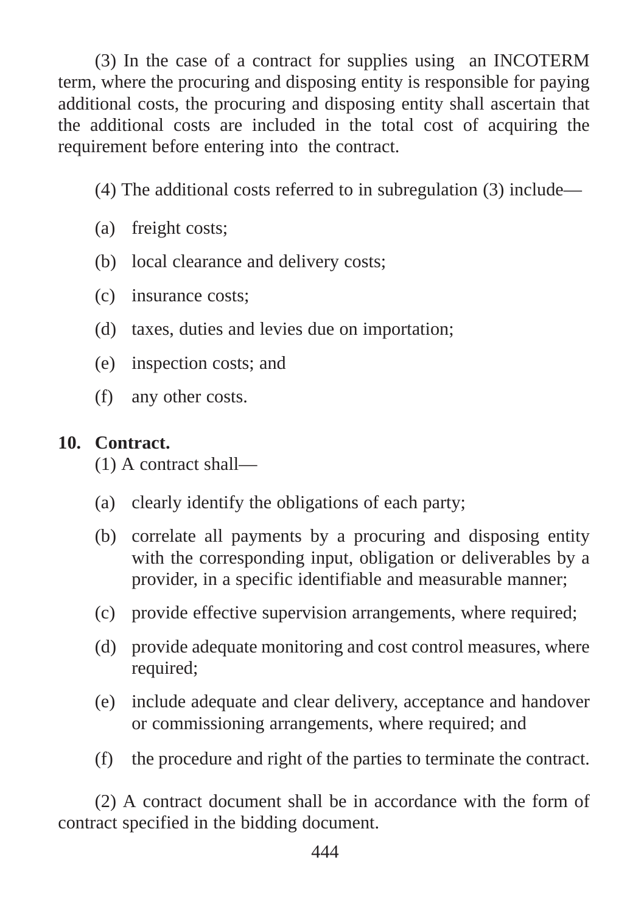(3) In the case of a contract for supplies using an INCOTERM term, where the procuring and disposing entity is responsible for paying additional costs, the procuring and disposing entity shall ascertain that the additional costs are included in the total cost of acquiring the requirement before entering into the contract.

(4) The additional costs referred to in subregulation (3) include—

(a) freight costs;

(b) local clearance and delivery costs;

(c) insurance costs;

(d) taxes, duties and levies due on importation;

(e) inspection costs; and

(f) any other costs.

**10. Contract.**

(1) A contract shall—

(a) clearly identify the obligations of each party;

(b) correlate all payments by a procuring and disposing entity with the corresponding input, obligation or deliverables by a provider, in a specific identifiable and measurable manner;

(c) provide effective supervision arrangements, where required;

(d) provide adequate monitoring and cost control measures, where required;

(e) include adequate and clear delivery, acceptance and handover or commissioning arrangements, where required; and

(f) the procedure and right of the parties to terminate the contract.

(2) A contract document shall be in accordance with the form of contract specified in the bidding document.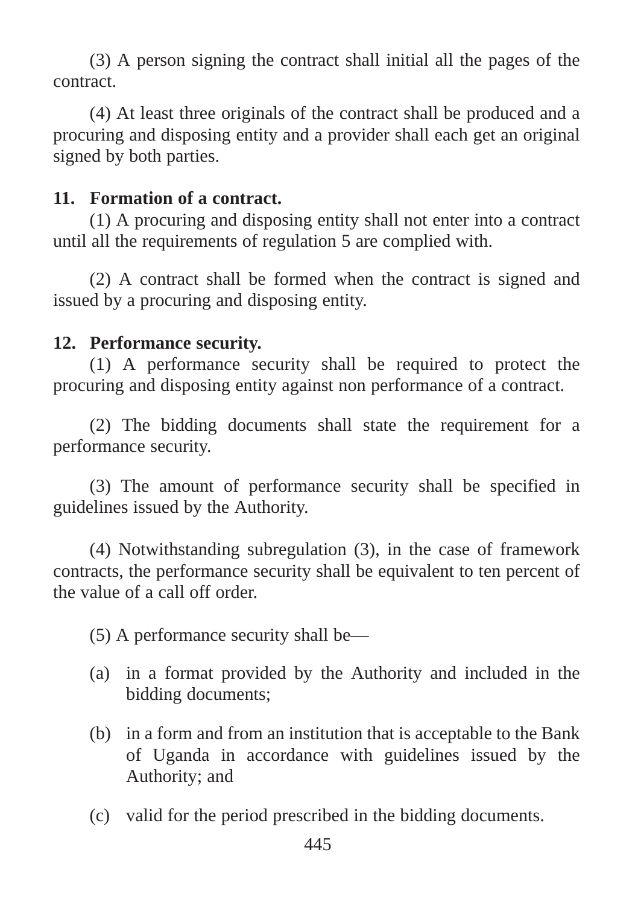(3) A person signing the contract shall initial all the pages of the contract.

(4) At least three originals of the contract shall be produced and a procuring and disposing entity and a provider shall each get an original signed by both parties.

**11. Formation of a contract.**

(1) A procuring and disposing entity shall not enter into a contract until all the requirements of regulation 5 are complied with.

(2) A contract shall be formed when the contract is signed and issued by a procuring and disposing entity.

**12. Performance security.**

(1) A performance security shall be required to protect the procuring and disposing entity against non performance of a contract.

(2) The bidding documents shall state the requirement for a performance security.

(3) The amount of performance security shall be specified in guidelines issued by the Authority.

(4) Notwithstanding subregulation (3), in the case of framework contracts, the performance security shall be equivalent to ten percent of the value of a call off order.

(5) A performance security shall be—

(a) in a format provided by the Authority and included in the bidding documents;

(b) in a form and from an institution that is acceptable to the Bank of Uganda in accordance with guidelines issued by the Authority; and

(c) valid for the period prescribed in the bidding documents.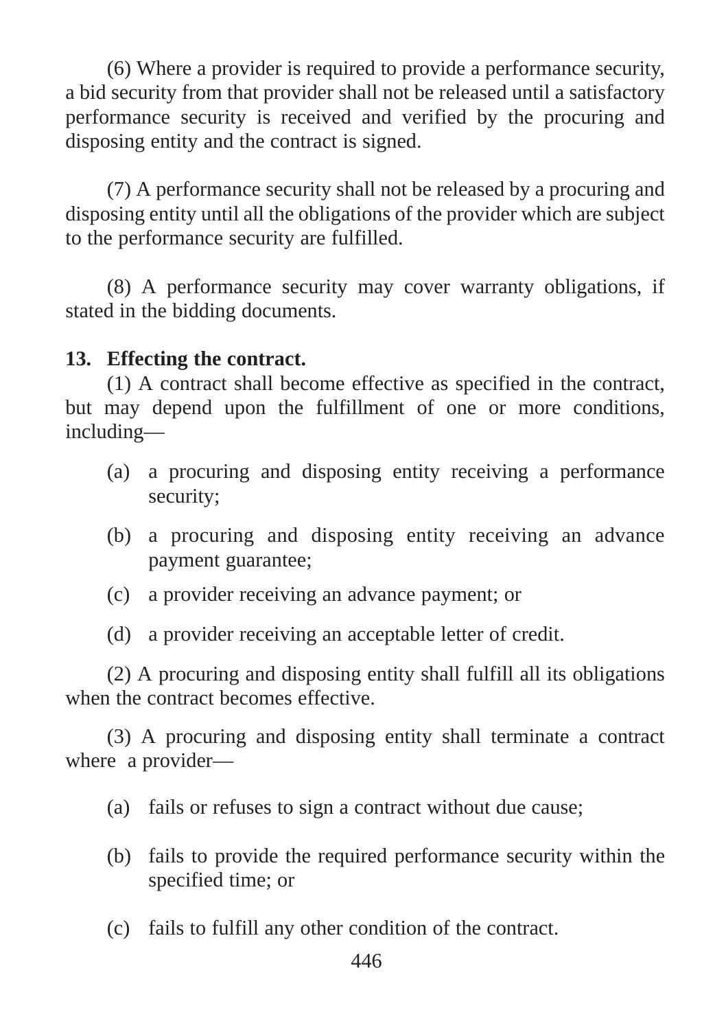(6) Where a provider is required to provide a performance security, a bid security from that provider shall not be released until a satisfactory performance security is received and verified by the procuring and disposing entity and the contract is signed.

(7) A performance security shall not be released by a procuring and disposing entity until all the obligations of the provider which are subject to the performance security are fulfilled.

(8) A performance security may cover warranty obligations, if stated in the bidding documents.

**13. Effecting the contract.**

(1) A contract shall become effective as specified in the contract, but may depend upon the fulfillment of one or more conditions, including—

(a) a procuring and disposing entity receiving a performance security;

(b) a procuring and disposing entity receiving an advance payment guarantee;

(c) a provider receiving an advance payment; or

(d) a provider receiving an acceptable letter of credit.

(2) A procuring and disposing entity shall fulfill all its obligations when the contract becomes effective.

(3) A procuring and disposing entity shall terminate a contract where a provider—

(a) fails or refuses to sign a contract without due cause;

(b) fails to provide the required performance security within the specified time; or

(c) fails to fulfill any other condition of the contract.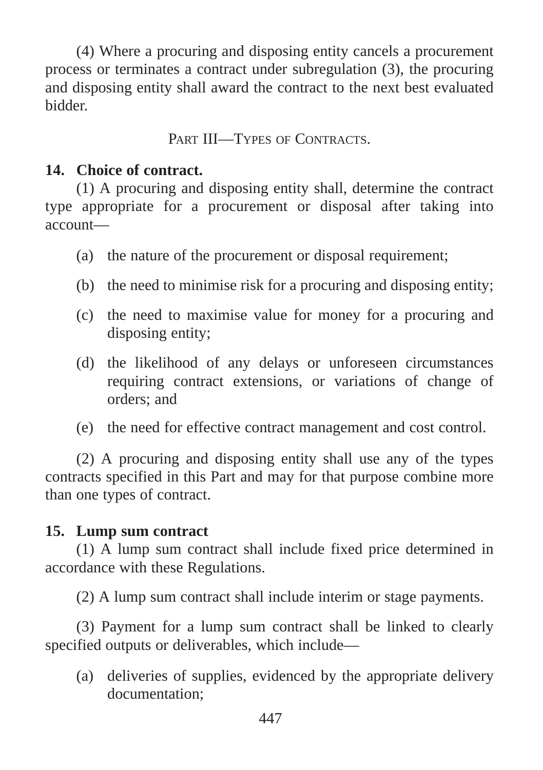(4) Where a procuring and disposing entity cancels a procurement process or terminates a contract under subregulation (3), the procuring and disposing entity shall award the contract to the next best evaluated bidder.

## PART III—TYPES OF CONTRACTS.

### 14. Choice of contract.

(1) A procuring and disposing entity shall, determine the contract type appropriate for a procurement or disposal after taking into account—

- (a) the nature of the procurement or disposal requirement;
- (b) the need to minimise risk for a procuring and disposing entity;
- (c) the need to maximise value for money for a procuring and disposing entity;
- (d) the likelihood of any delays or unforeseen circumstances requiring contract extensions, or variations of change of orders; and
- (e) the need for effective contract management and cost control.

(2) A procuring and disposing entity shall use any of the types contracts specified in this Part and may for that purpose combine more than one types of contract.

### 15. Lump sum contract

(1) A lump sum contract shall include fixed price determined in accordance with these Regulations.

(2) A lump sum contract shall include interim or stage payments.

(3) Payment for a lump sum contract shall be linked to clearly specified outputs or deliverables, which include—

- (a) deliveries of supplies, evidenced by the appropriate delivery documentation;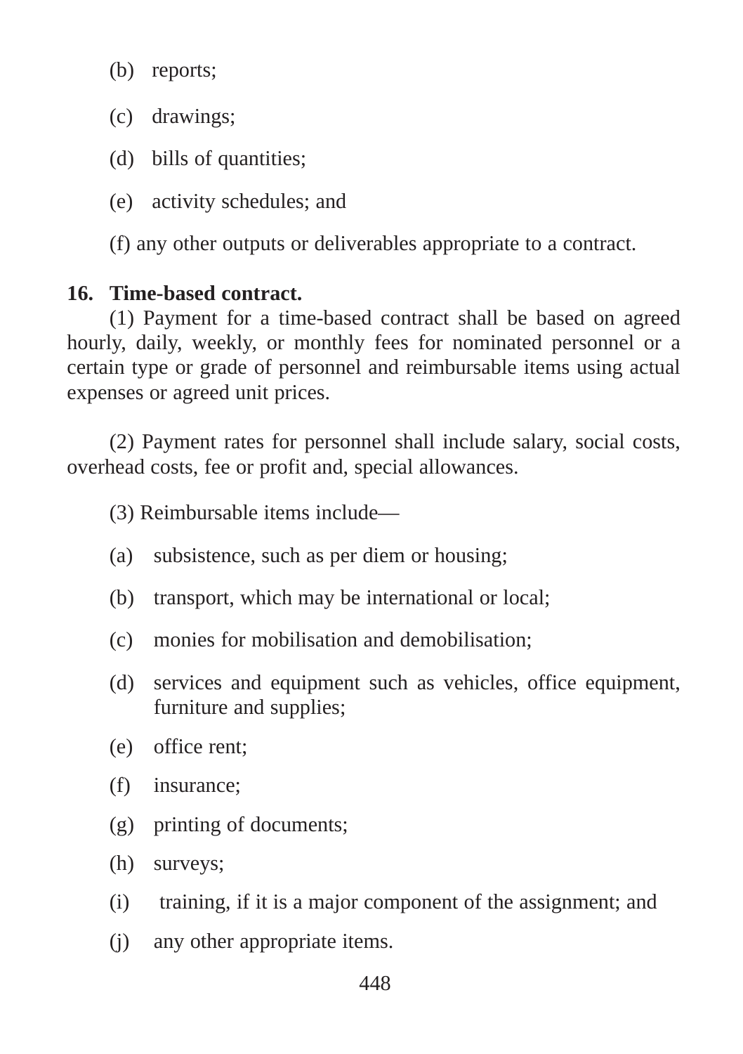(b) reports;

(c) drawings;

(d) bills of quantities;

(e) activity schedules; and

(f) any other outputs or deliverables appropriate to a contract.

**16. Time-based contract.**

(1) Payment for a time-based contract shall be based on agreed hourly, daily, weekly, or monthly fees for nominated personnel or a certain type or grade of personnel and reimbursable items using actual expenses or agreed unit prices.

(2) Payment rates for personnel shall include salary, social costs, overhead costs, fee or profit and, special allowances.

(3) Reimbursable items include—

(a) subsistence, such as per diem or housing;

(b) transport, which may be international or local;

(c) monies for mobilisation and demobilisation;

(d) services and equipment such as vehicles, office equipment, furniture and supplies;

(e) office rent;

(f) insurance;

(g) printing of documents;

(h) surveys;

(i) training, if it is a major component of the assignment; and

(j) any other appropriate items.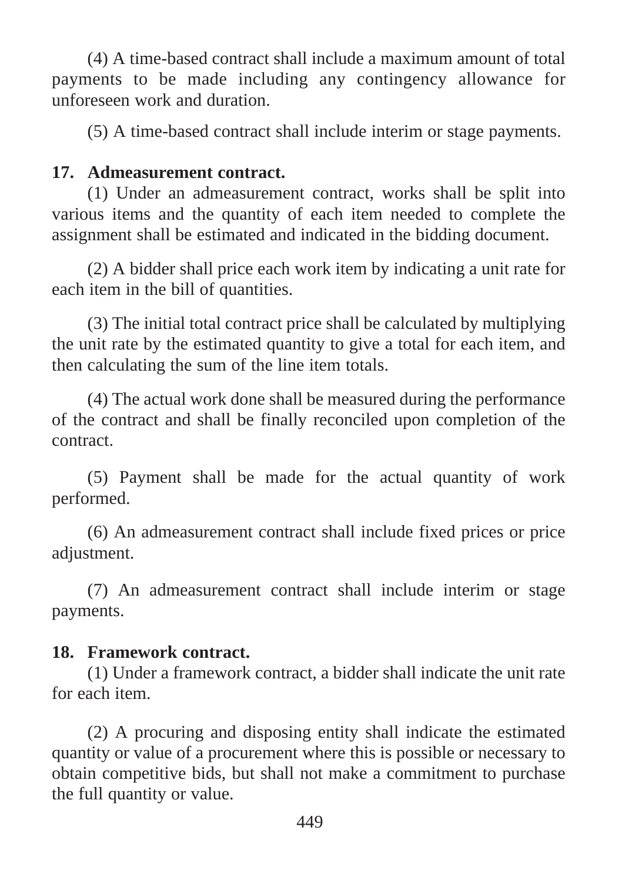(4) A time-based contract shall include a maximum amount of total payments to be made including any contingency allowance for unforeseen work and duration.

(5) A time-based contract shall include interim or stage payments.

**17. Admeasurement contract.**

(1) Under an admeasurement contract, works shall be split into various items and the quantity of each item needed to complete the assignment shall be estimated and indicated in the bidding document.

(2) A bidder shall price each work item by indicating a unit rate for each item in the bill of quantities.

(3) The initial total contract price shall be calculated by multiplying the unit rate by the estimated quantity to give a total for each item, and then calculating the sum of the line item totals.

(4) The actual work done shall be measured during the performance of the contract and shall be finally reconciled upon completion of the contract.

(5) Payment shall be made for the actual quantity of work performed.

(6) An admeasurement contract shall include fixed prices or price adjustment.

(7) An admeasurement contract shall include interim or stage payments.

**18. Framework contract.**

(1) Under a framework contract, a bidder shall indicate the unit rate for each item.

(2) A procuring and disposing entity shall indicate the estimated quantity or value of a procurement where this is possible or necessary to obtain competitive bids, but shall not make a commitment to purchase the full quantity or value.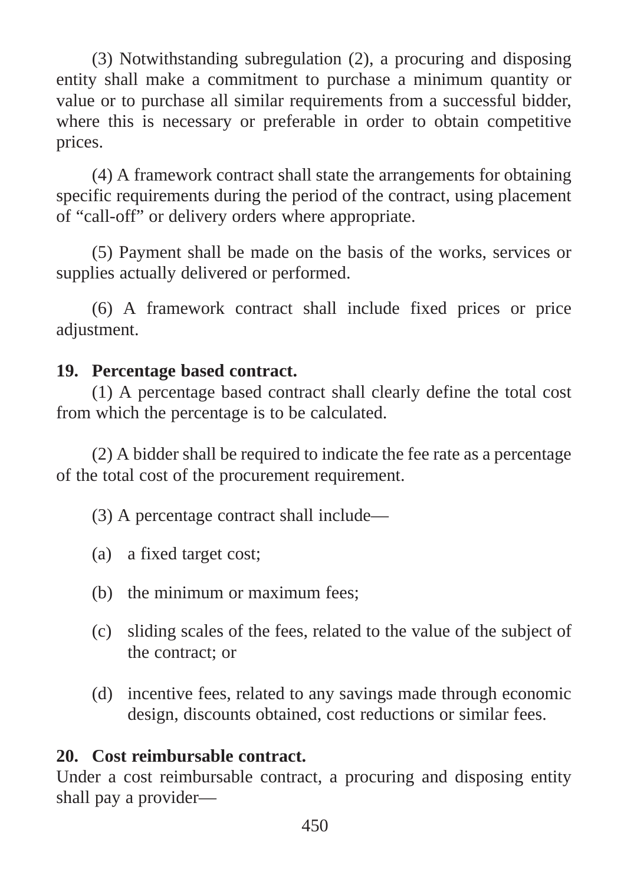(3) Notwithstanding subregulation (2), a procuring and disposing entity shall make a commitment to purchase a minimum quantity or value or to purchase all similar requirements from a successful bidder, where this is necessary or preferable in order to obtain competitive prices.

(4) A framework contract shall state the arrangements for obtaining specific requirements during the period of the contract, using placement of “call-off” or delivery orders where appropriate.

(5) Payment shall be made on the basis of the works, services or supplies actually delivered or performed.

(6) A framework contract shall include fixed prices or price adjustment.

**19. Percentage based contract.**

(1) A percentage based contract shall clearly define the total cost from which the percentage is to be calculated.

(2) A bidder shall be required to indicate the fee rate as a percentage of the total cost of the procurement requirement.

(3) A percentage contract shall include—

(a) a fixed target cost;

(b) the minimum or maximum fees;

(c) sliding scales of the fees, related to the value of the subject of the contract; or

(d) incentive fees, related to any savings made through economic design, discounts obtained, cost reductions or similar fees.

**20. Cost reimbursable contract.**

Under a cost reimbursable contract, a procuring and disposing entity shall pay a provider—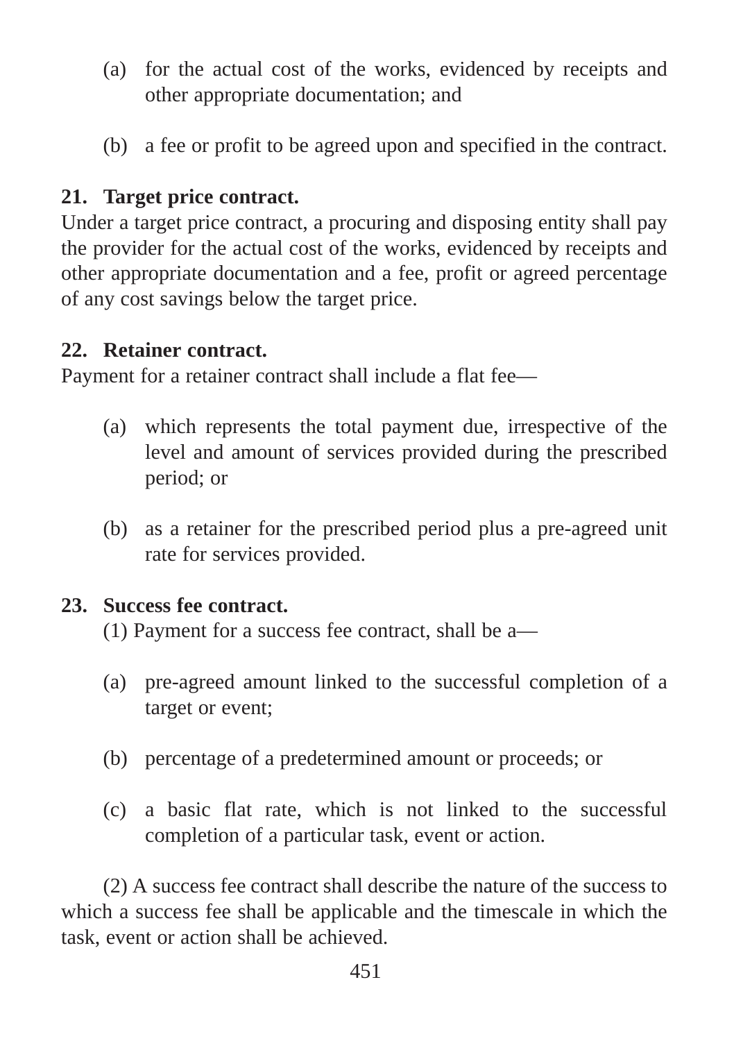(a) for the actual cost of the works, evidenced by receipts and other appropriate documentation; and

(b) a fee or profit to be agreed upon and specified in the contract.

**21. Target price contract.**

Under a target price contract, a procuring and disposing entity shall pay the provider for the actual cost of the works, evidenced by receipts and other appropriate documentation and a fee, profit or agreed percentage of any cost savings below the target price.

**22. Retainer contract.**

Payment for a retainer contract shall include a flat fee—

(a) which represents the total payment due, irrespective of the level and amount of services provided during the prescribed period; or

(b) as a retainer for the prescribed period plus a pre-agreed unit rate for services provided.

**23. Success fee contract.**

(1) Payment for a success fee contract, shall be a—

(a) pre-agreed amount linked to the successful completion of a target or event;

(b) percentage of a predetermined amount or proceeds; or

(c) a basic flat rate, which is not linked to the successful completion of a particular task, event or action.

(2) A success fee contract shall describe the nature of the success to which a success fee shall be applicable and the timescale in which the task, event or action shall be achieved.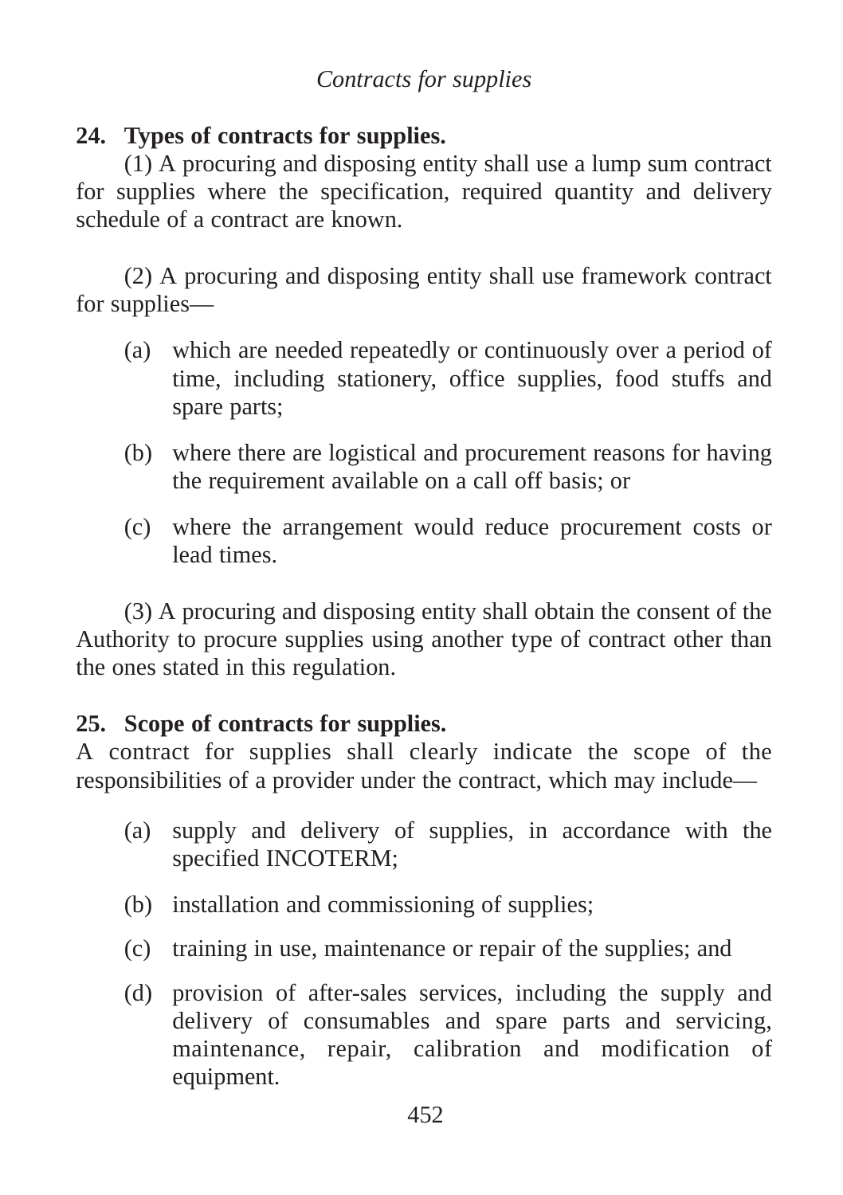*Contracts for supplies*

**24. Types of contracts for supplies.**

(1) A procuring and disposing entity shall use a lump sum contract for supplies where the specification, required quantity and delivery schedule of a contract are known.

(2) A procuring and disposing entity shall use framework contract for supplies—

(a) which are needed repeatedly or continuously over a period of time, including stationery, office supplies, food stuffs and spare parts;

(b) where there are logistical and procurement reasons for having the requirement available on a call off basis; or

(c) where the arrangement would reduce procurement costs or lead times.

(3) A procuring and disposing entity shall obtain the consent of the Authority to procure supplies using another type of contract other than the ones stated in this regulation.

**25. Scope of contracts for supplies.**

A contract for supplies shall clearly indicate the scope of the responsibilities of a provider under the contract, which may include—

(a) supply and delivery of supplies, in accordance with the specified INCOTERM;

(b) installation and commissioning of supplies;

(c) training in use, maintenance or repair of the supplies; and

(d) provision of after-sales services, including the supply and delivery of consumables and spare parts and servicing, maintenance, repair, calibration and modification of equipment.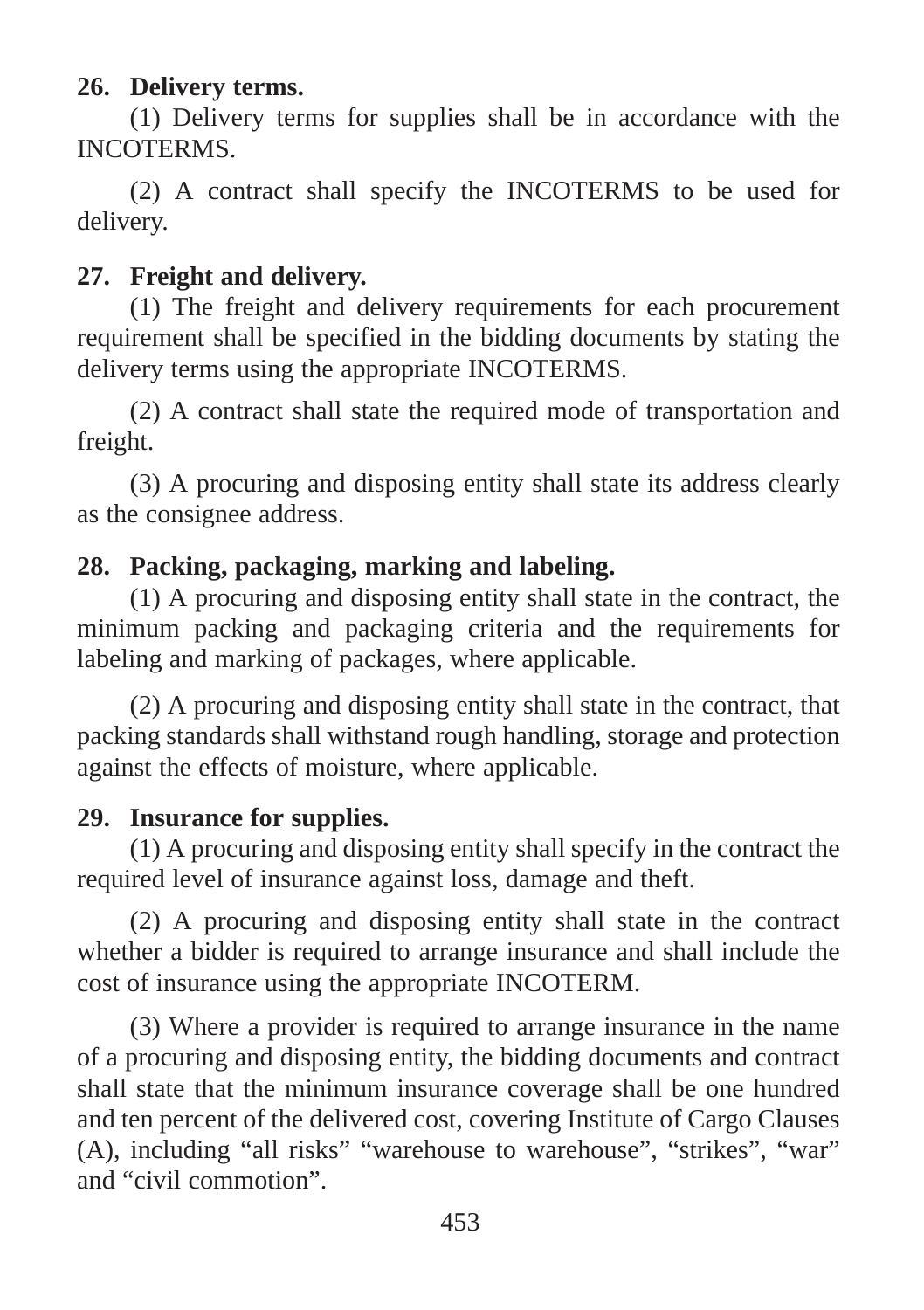**26. Delivery terms.**

(1) Delivery terms for supplies shall be in accordance with the INCOTERMS.

(2) A contract shall specify the INCOTERMS to be used for delivery.

**27. Freight and delivery.**

(1) The freight and delivery requirements for each procurement requirement shall be specified in the bidding documents by stating the delivery terms using the appropriate INCOTERMS.

(2) A contract shall state the required mode of transportation and freight.

(3) A procuring and disposing entity shall state its address clearly as the consignee address.

**28. Packing, packaging, marking and labeling.**

(1) A procuring and disposing entity shall state in the contract, the minimum packing and packaging criteria and the requirements for labeling and marking of packages, where applicable.

(2) A procuring and disposing entity shall state in the contract, that packing standards shall withstand rough handling, storage and protection against the effects of moisture, where applicable.

**29. Insurance for supplies.**

(1) A procuring and disposing entity shall specify in the contract the required level of insurance against loss, damage and theft.

(2) A procuring and disposing entity shall state in the contract whether a bidder is required to arrange insurance and shall include the cost of insurance using the appropriate INCOTERM.

(3) Where a provider is required to arrange insurance in the name of a procuring and disposing entity, the bidding documents and contract shall state that the minimum insurance coverage shall be one hundred and ten percent of the delivered cost, covering Institute of Cargo Clauses (A), including "all risks" "warehouse to warehouse", "strikes", "war" and "civil commotion".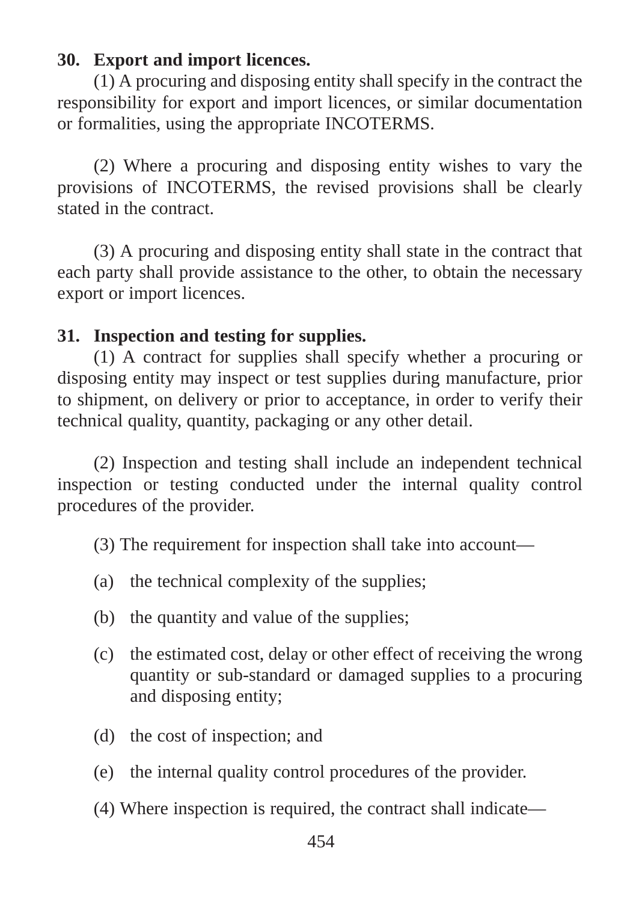**30. Export and import licences.**

(1) A procuring and disposing entity shall specify in the contract the responsibility for export and import licences, or similar documentation or formalities, using the appropriate INCOTERMS.

(2) Where a procuring and disposing entity wishes to vary the provisions of INCOTERMS, the revised provisions shall be clearly stated in the contract.

(3) A procuring and disposing entity shall state in the contract that each party shall provide assistance to the other, to obtain the necessary export or import licences.

**31. Inspection and testing for supplies.**

(1) A contract for supplies shall specify whether a procuring or disposing entity may inspect or test supplies during manufacture, prior to shipment, on delivery or prior to acceptance, in order to verify their technical quality, quantity, packaging or any other detail.

(2) Inspection and testing shall include an independent technical inspection or testing conducted under the internal quality control procedures of the provider.

(3) The requirement for inspection shall take into account—

(a) the technical complexity of the supplies;

(b) the quantity and value of the supplies;

(c) the estimated cost, delay or other effect of receiving the wrong quantity or sub-standard or damaged supplies to a procuring and disposing entity;

(d) the cost of inspection; and

(e) the internal quality control procedures of the provider.

(4) Where inspection is required, the contract shall indicate—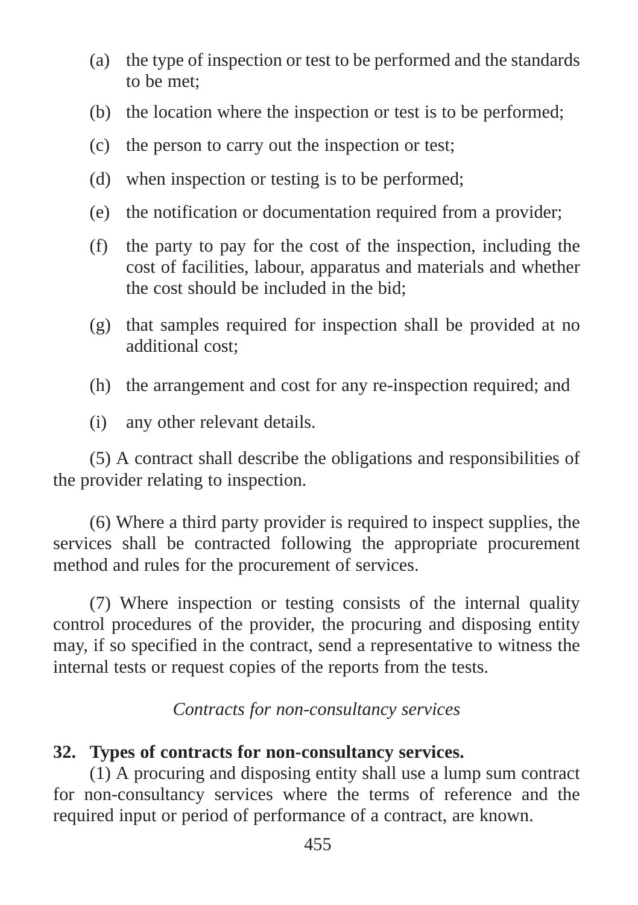(a) the type of inspection or test to be performed and the standards to be met;

(b) the location where the inspection or test is to be performed;

(c) the person to carry out the inspection or test;

(d) when inspection or testing is to be performed;

(e) the notification or documentation required from a provider;

(f) the party to pay for the cost of the inspection, including the cost of facilities, labour, apparatus and materials and whether the cost should be included in the bid;

(g) that samples required for inspection shall be provided at no additional cost;

(h) the arrangement and cost for any re-inspection required; and

(i) any other relevant details.

(5) A contract shall describe the obligations and responsibilities of the provider relating to inspection.

(6) Where a third party provider is required to inspect supplies, the services shall be contracted following the appropriate procurement method and rules for the procurement of services.

(7) Where inspection or testing consists of the internal quality control procedures of the provider, the procuring and disposing entity may, if so specified in the contract, send a representative to witness the internal tests or request copies of the reports from the tests.

*Contracts for non-consultancy services*

**32. Types of contracts for non-consultancy services.**

(1) A procuring and disposing entity shall use a lump sum contract for non-consultancy services where the terms of reference and the required input or period of performance of a contract, are known.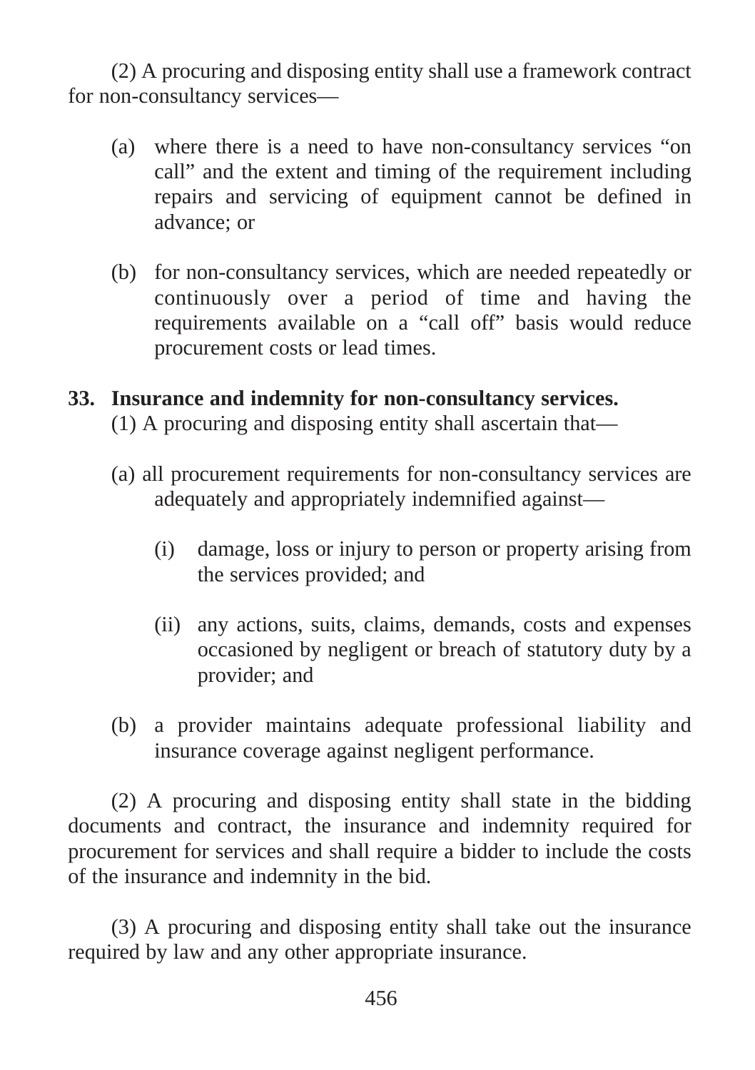(2) A procuring and disposing entity shall use a framework contract for non-consultancy services—

(a) where there is a need to have non-consultancy services "on call" and the extent and timing of the requirement including repairs and servicing of equipment cannot be defined in advance; or

(b) for non-consultancy services, which are needed repeatedly or continuously over a period of time and having the requirements available on a "call off" basis would reduce procurement costs or lead times.

**33. Insurance and indemnity for non-consultancy services.**

(1) A procuring and disposing entity shall ascertain that—

(a) all procurement requirements for non-consultancy services are adequately and appropriately indemnified against—

(i) damage, loss or injury to person or property arising from the services provided; and

(ii) any actions, suits, claims, demands, costs and expenses occasioned by negligent or breach of statutory duty by a provider; and

(b) a provider maintains adequate professional liability and insurance coverage against negligent performance.

(2) A procuring and disposing entity shall state in the bidding documents and contract, the insurance and indemnity required for procurement for services and shall require a bidder to include the costs of the insurance and indemnity in the bid.

(3) A procuring and disposing entity shall take out the insurance required by law and any other appropriate insurance.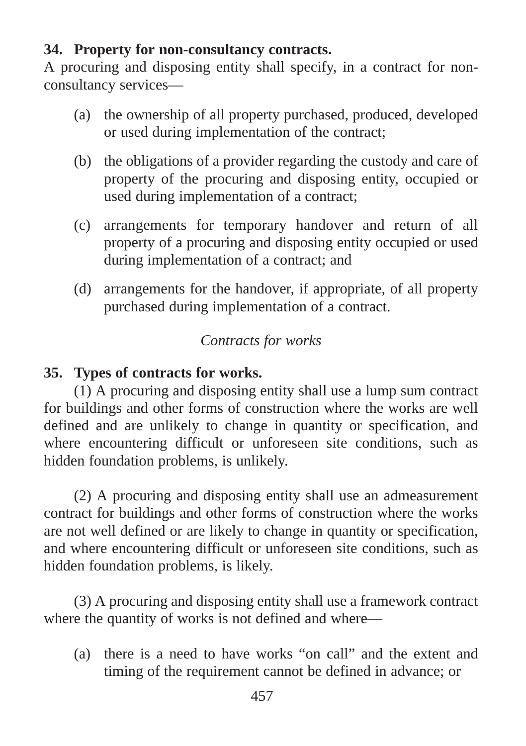**34. Property for non-consultancy contracts.**

A procuring and disposing entity shall specify, in a contract for non-consultancy services—

(a) the ownership of all property purchased, produced, developed or used during implementation of the contract;

(b) the obligations of a provider regarding the custody and care of property of the procuring and disposing entity, occupied or used during implementation of a contract;

(c) arrangements for temporary handover and return of all property of a procuring and disposing entity occupied or used during implementation of a contract; and

(d) arrangements for the handover, if appropriate, of all property purchased during implementation of a contract.

*Contracts for works*

**35. Types of contracts for works.**

(1) A procuring and disposing entity shall use a lump sum contract for buildings and other forms of construction where the works are well defined and are unlikely to change in quantity or specification, and where encountering difficult or unforeseen site conditions, such as hidden foundation problems, is unlikely.

(2) A procuring and disposing entity shall use an admeasurement contract for buildings and other forms of construction where the works are not well defined or are likely to change in quantity or specification, and where encountering difficult or unforeseen site conditions, such as hidden foundation problems, is likely.

(3) A procuring and disposing entity shall use a framework contract where the quantity of works is not defined and where—

(a) there is a need to have works "on call" and the extent and timing of the requirement cannot be defined in advance; or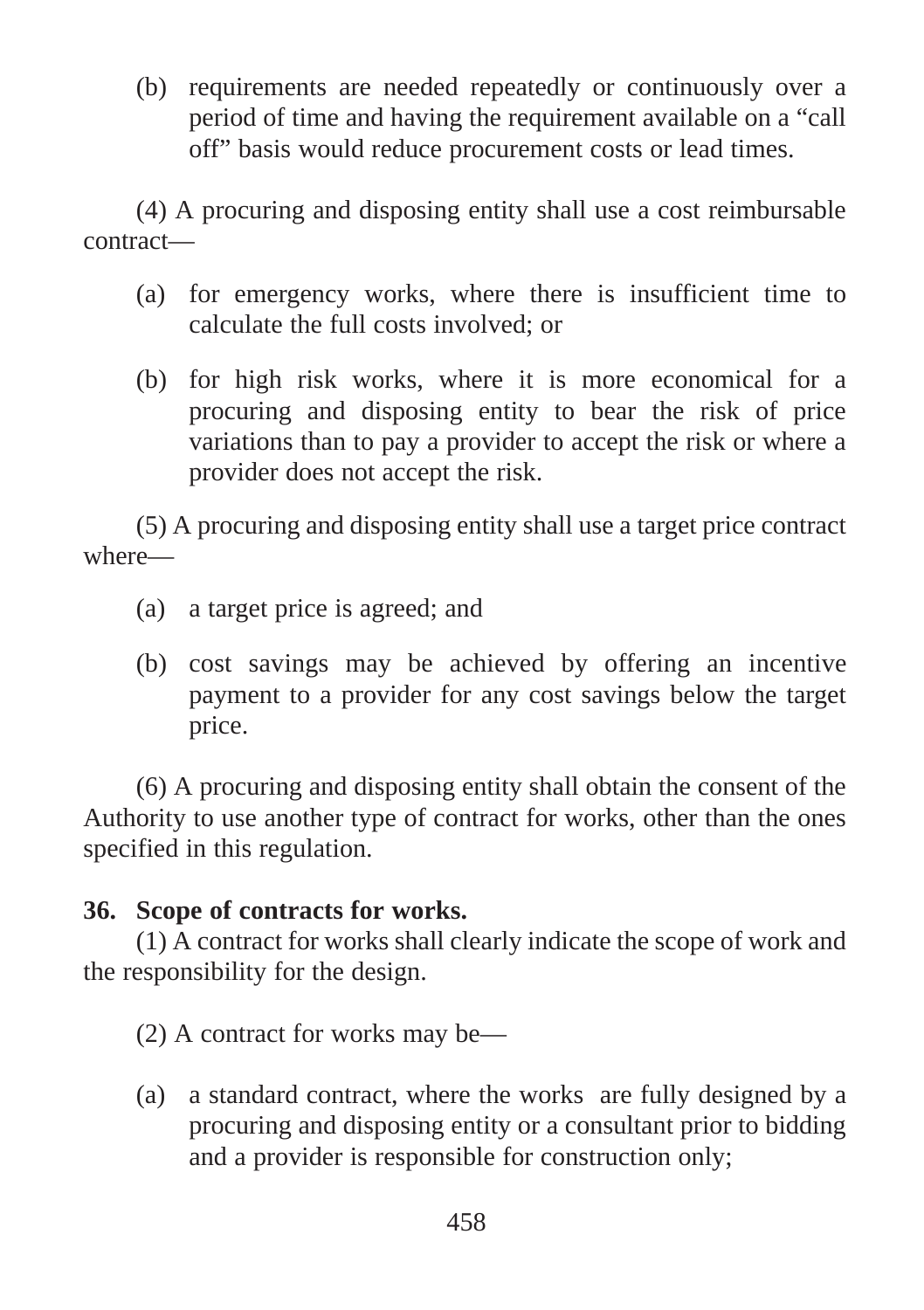(b) requirements are needed repeatedly or continuously over a period of time and having the requirement available on a "call off" basis would reduce procurement costs or lead times.

(4) A procuring and disposing entity shall use a cost reimbursable contract—

(a) for emergency works, where there is insufficient time to calculate the full costs involved; or

(b) for high risk works, where it is more economical for a procuring and disposing entity to bear the risk of price variations than to pay a provider to accept the risk or where a provider does not accept the risk.

(5) A procuring and disposing entity shall use a target price contract where—

(a) a target price is agreed; and

(b) cost savings may be achieved by offering an incentive payment to a provider for any cost savings below the target price.

(6) A procuring and disposing entity shall obtain the consent of the Authority to use another type of contract for works, other than the ones specified in this regulation.

**36. Scope of contracts for works.**

(1) A contract for works shall clearly indicate the scope of work and the responsibility for the design.

(2) A contract for works may be—

(a) a standard contract, where the works are fully designed by a procuring and disposing entity or a consultant prior to bidding and a provider is responsible for construction only;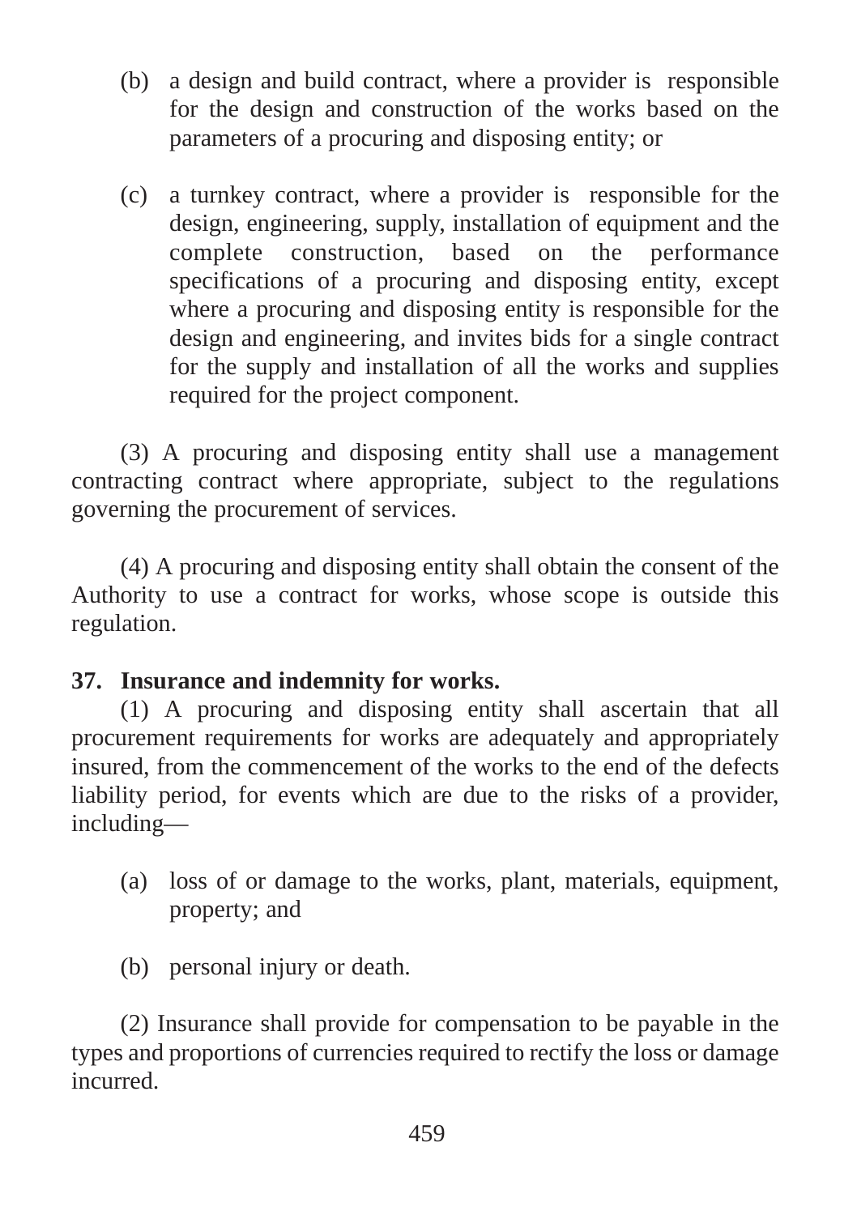(b) a design and build contract, where a provider is responsible for the design and construction of the works based on the parameters of a procuring and disposing entity; or

(c) a turnkey contract, where a provider is responsible for the design, engineering, supply, installation of equipment and the complete construction, based on the performance specifications of a procuring and disposing entity, except where a procuring and disposing entity is responsible for the design and engineering, and invites bids for a single contract for the supply and installation of all the works and supplies required for the project component.

(3) A procuring and disposing entity shall use a management contracting contract where appropriate, subject to the regulations governing the procurement of services.

(4) A procuring and disposing entity shall obtain the consent of the Authority to use a contract for works, whose scope is outside this regulation.

**37. Insurance and indemnity for works.**

(1) A procuring and disposing entity shall ascertain that all procurement requirements for works are adequately and appropriately insured, from the commencement of the works to the end of the defects liability period, for events which are due to the risks of a provider, including—

(a) loss of or damage to the works, plant, materials, equipment, property; and

(b) personal injury or death.

(2) Insurance shall provide for compensation to be payable in the types and proportions of currencies required to rectify the loss or damage incurred.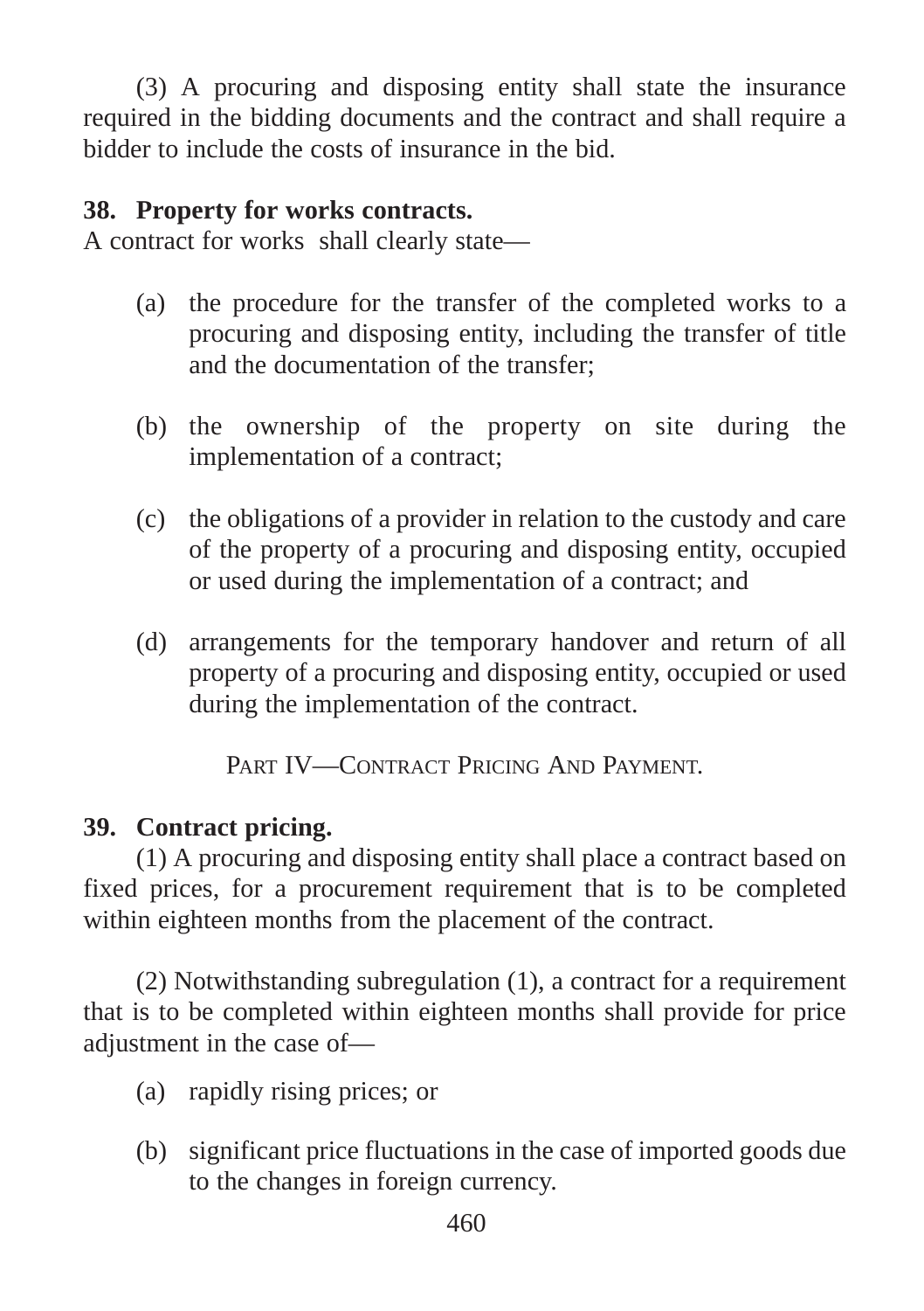(3) A procuring and disposing entity shall state the insurance required in the bidding documents and the contract and shall require a bidder to include the costs of insurance in the bid.

**38. Property for works contracts.**

A contract for works shall clearly state—

(a) the procedure for the transfer of the completed works to a procuring and disposing entity, including the transfer of title and the documentation of the transfer;

(b) the ownership of the property on site during the implementation of a contract;

(c) the obligations of a provider in relation to the custody and care of the property of a procuring and disposing entity, occupied or used during the implementation of a contract; and

(d) arrangements for the temporary handover and return of all property of a procuring and disposing entity, occupied or used during the implementation of the contract.

## PART IV—CONTRACT PRICING AND PAYMENT.

**39. Contract pricing.**

(1) A procuring and disposing entity shall place a contract based on fixed prices, for a procurement requirement that is to be completed within eighteen months from the placement of the contract.

(2) Notwithstanding subregulation (1), a contract for a requirement that is to be completed within eighteen months shall provide for price adjustment in the case of—

(a) rapidly rising prices; or

(b) significant price fluctuations in the case of imported goods due to the changes in foreign currency.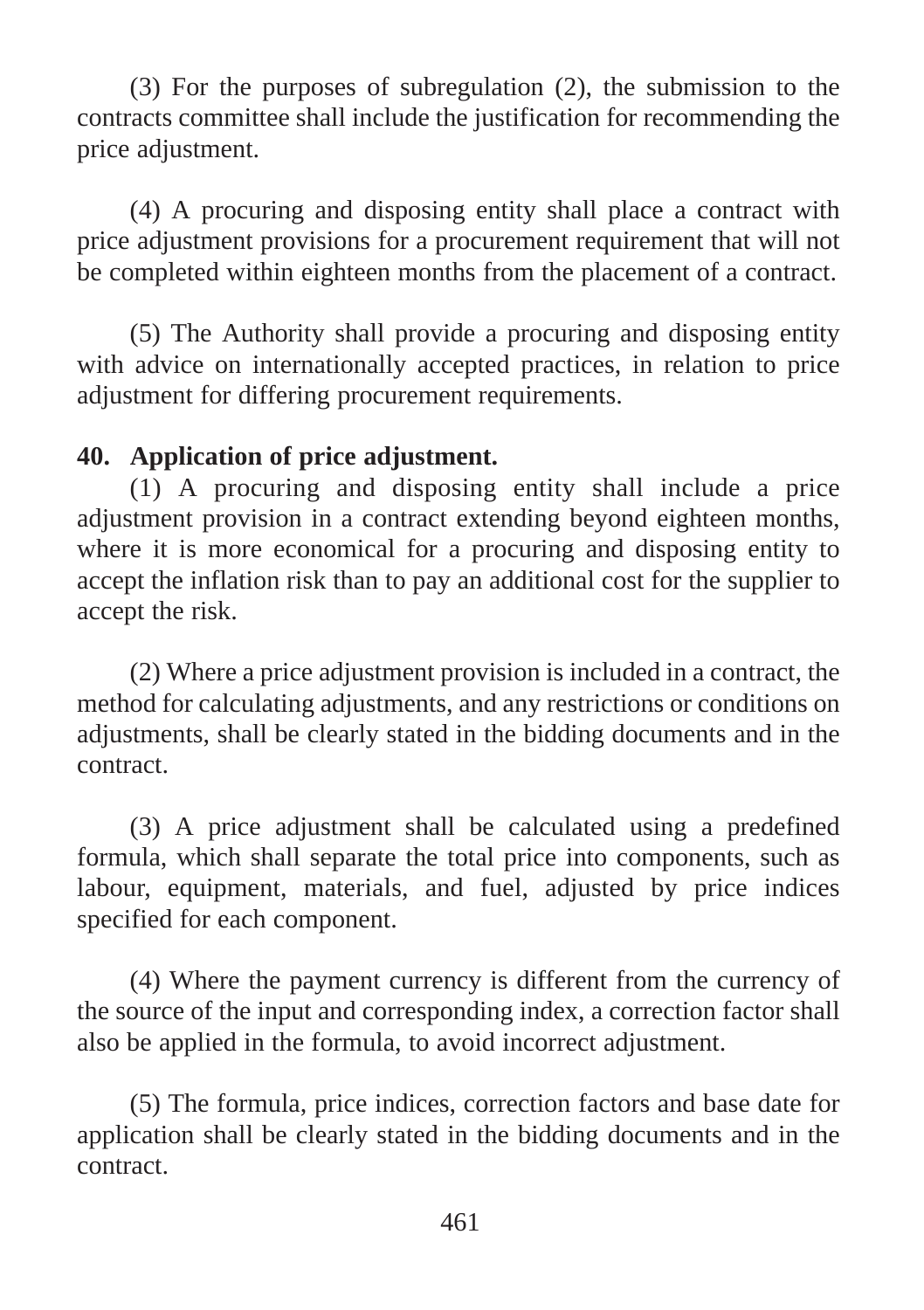(3) For the purposes of subregulation (2), the submission to the contracts committee shall include the justification for recommending the price adjustment.

(4) A procuring and disposing entity shall place a contract with price adjustment provisions for a procurement requirement that will not be completed within eighteen months from the placement of a contract.

(5) The Authority shall provide a procuring and disposing entity with advice on internationally accepted practices, in relation to price adjustment for differing procurement requirements.

**40. Application of price adjustment.**

(1) A procuring and disposing entity shall include a price adjustment provision in a contract extending beyond eighteen months, where it is more economical for a procuring and disposing entity to accept the inflation risk than to pay an additional cost for the supplier to accept the risk.

(2) Where a price adjustment provision is included in a contract, the method for calculating adjustments, and any restrictions or conditions on adjustments, shall be clearly stated in the bidding documents and in the contract.

(3) A price adjustment shall be calculated using a predefined formula, which shall separate the total price into components, such as labour, equipment, materials, and fuel, adjusted by price indices specified for each component.

(4) Where the payment currency is different from the currency of the source of the input and corresponding index, a correction factor shall also be applied in the formula, to avoid incorrect adjustment.

(5) The formula, price indices, correction factors and base date for application shall be clearly stated in the bidding documents and in the contract.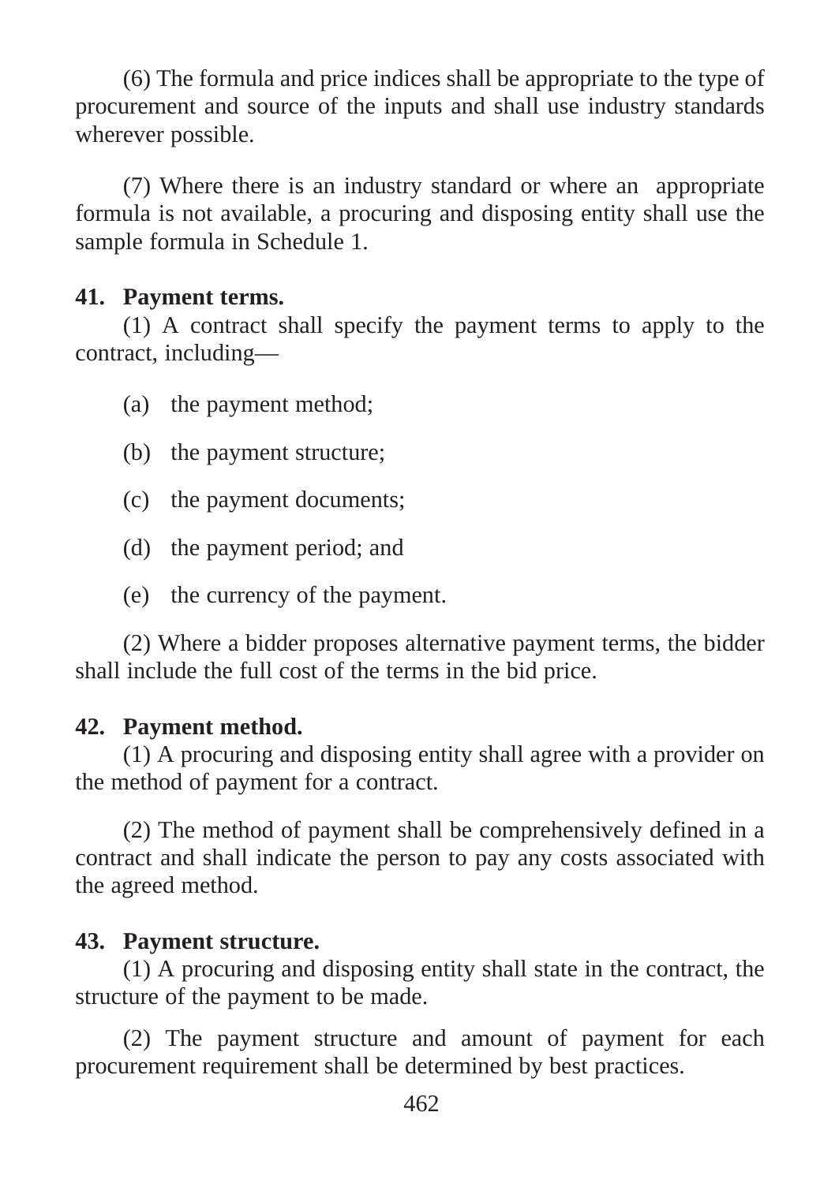(6) The formula and price indices shall be appropriate to the type of procurement and source of the inputs and shall use industry standards wherever possible.

(7) Where there is an industry standard or where an appropriate formula is not available, a procuring and disposing entity shall use the sample formula in Schedule 1.

**41. Payment terms.**

(1) A contract shall specify the payment terms to apply to the contract, including—

(a) the payment method;

(b) the payment structure;

(c) the payment documents;

(d) the payment period; and

(e) the currency of the payment.

(2) Where a bidder proposes alternative payment terms, the bidder shall include the full cost of the terms in the bid price.

**42. Payment method.**

(1) A procuring and disposing entity shall agree with a provider on the method of payment for a contract.

(2) The method of payment shall be comprehensively defined in a contract and shall indicate the person to pay any costs associated with the agreed method.

**43. Payment structure.**

(1) A procuring and disposing entity shall state in the contract, the structure of the payment to be made.

(2) The payment structure and amount of payment for each procurement requirement shall be determined by best practices.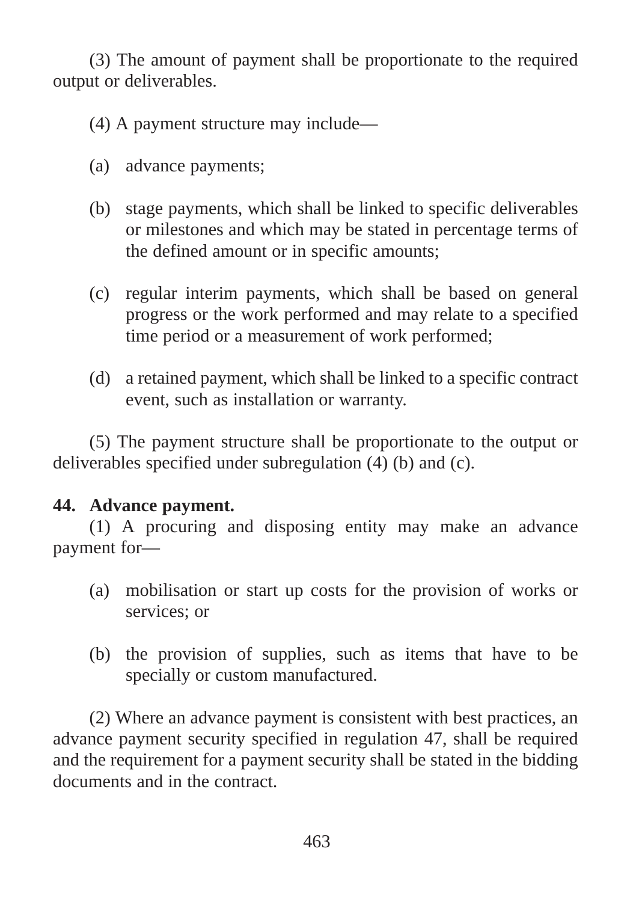(3) The amount of payment shall be proportionate to the required output or deliverables.

(4) A payment structure may include—

(a) advance payments;

(b) stage payments, which shall be linked to specific deliverables or milestones and which may be stated in percentage terms of the defined amount or in specific amounts;

(c) regular interim payments, which shall be based on general progress or the work performed and may relate to a specified time period or a measurement of work performed;

(d) a retained payment, which shall be linked to a specific contract event, such as installation or warranty.

(5) The payment structure shall be proportionate to the output or deliverables specified under subregulation (4) (b) and (c).

**44. Advance payment.**

(1) A procuring and disposing entity may make an advance payment for—

(a) mobilisation or start up costs for the provision of works or services; or

(b) the provision of supplies, such as items that have to be specially or custom manufactured.

(2) Where an advance payment is consistent with best practices, an advance payment security specified in regulation 47, shall be required and the requirement for a payment security shall be stated in the bidding documents and in the contract.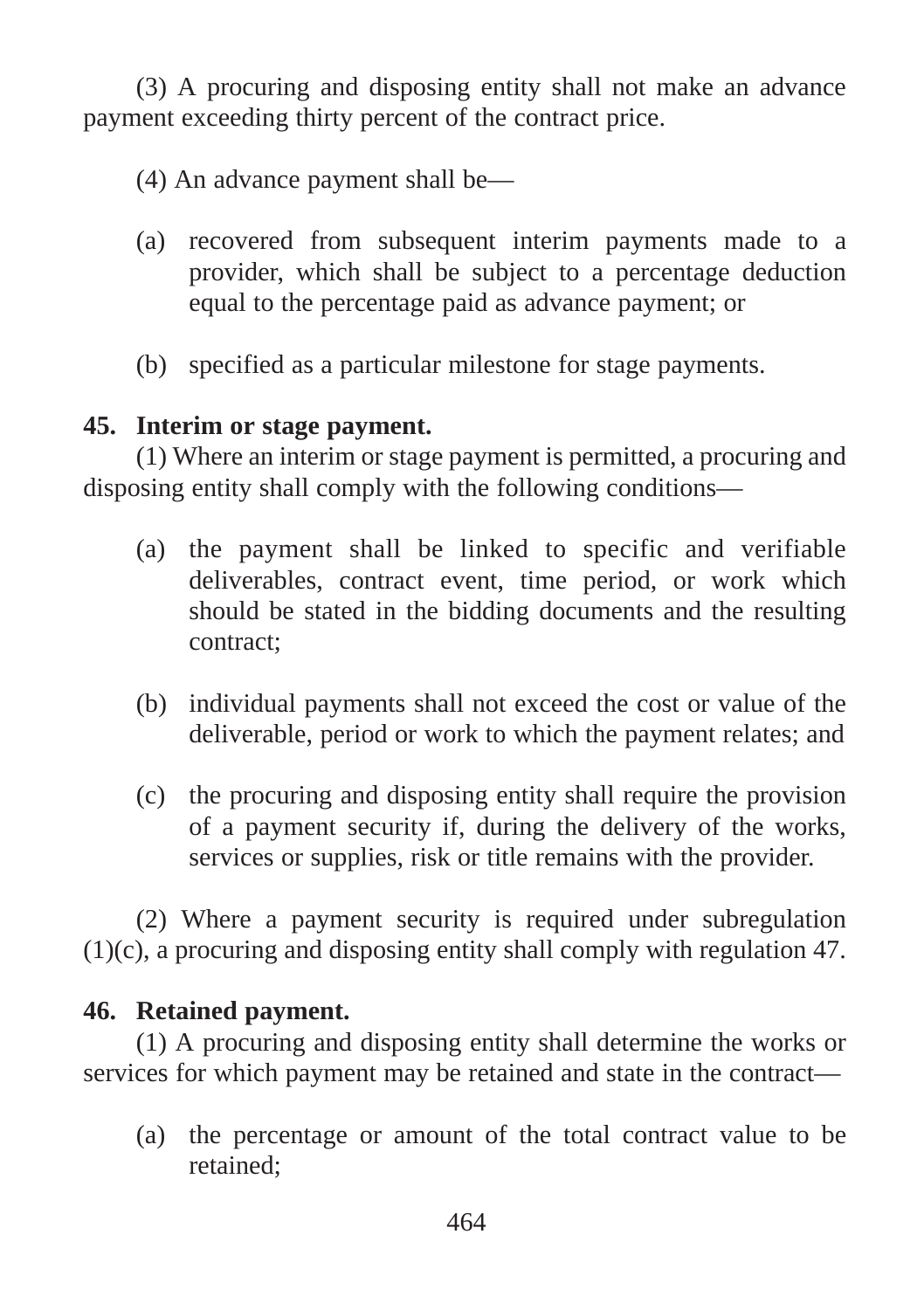(3) A procuring and disposing entity shall not make an advance payment exceeding thirty percent of the contract price.

(4) An advance payment shall be—

(a) recovered from subsequent interim payments made to a provider, which shall be subject to a percentage deduction equal to the percentage paid as advance payment; or

(b) specified as a particular milestone for stage payments.

**45. Interim or stage payment.**

(1) Where an interim or stage payment is permitted, a procuring and disposing entity shall comply with the following conditions—

(a) the payment shall be linked to specific and verifiable deliverables, contract event, time period, or work which should be stated in the bidding documents and the resulting contract;

(b) individual payments shall not exceed the cost or value of the deliverable, period or work to which the payment relates; and

(c) the procuring and disposing entity shall require the provision of a payment security if, during the delivery of the works, services or supplies, risk or title remains with the provider.

(2) Where a payment security is required under subregulation (1)(c), a procuring and disposing entity shall comply with regulation 47.

**46. Retained payment.**

(1) A procuring and disposing entity shall determine the works or services for which payment may be retained and state in the contract—

(a) the percentage or amount of the total contract value to be retained;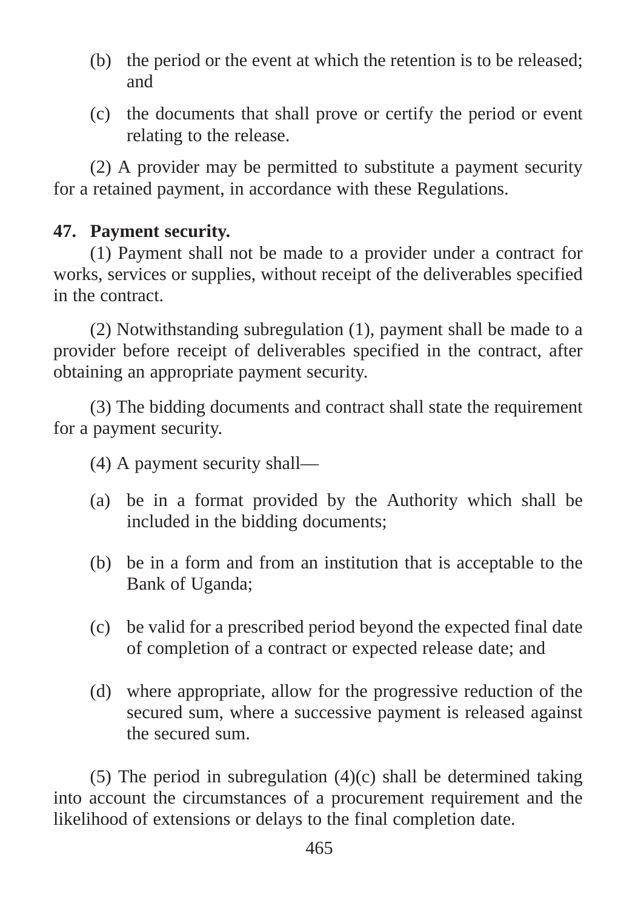(b) the period or the event at which the retention is to be released; and

(c) the documents that shall prove or certify the period or event relating to the release.

(2) A provider may be permitted to substitute a payment security for a retained payment, in accordance with these Regulations.

**47. Payment security.**

(1) Payment shall not be made to a provider under a contract for works, services or supplies, without receipt of the deliverables specified in the contract.

(2) Notwithstanding subregulation (1), payment shall be made to a provider before receipt of deliverables specified in the contract, after obtaining an appropriate payment security.

(3) The bidding documents and contract shall state the requirement for a payment security.

(4) A payment security shall—

(a) be in a format provided by the Authority which shall be included in the bidding documents;

(b) be in a form and from an institution that is acceptable to the Bank of Uganda;

(c) be valid for a prescribed period beyond the expected final date of completion of a contract or expected release date; and

(d) where appropriate, allow for the progressive reduction of the secured sum, where a successive payment is released against the secured sum.

(5) The period in subregulation (4)(c) shall be determined taking into account the circumstances of a procurement requirement and the likelihood of extensions or delays to the final completion date.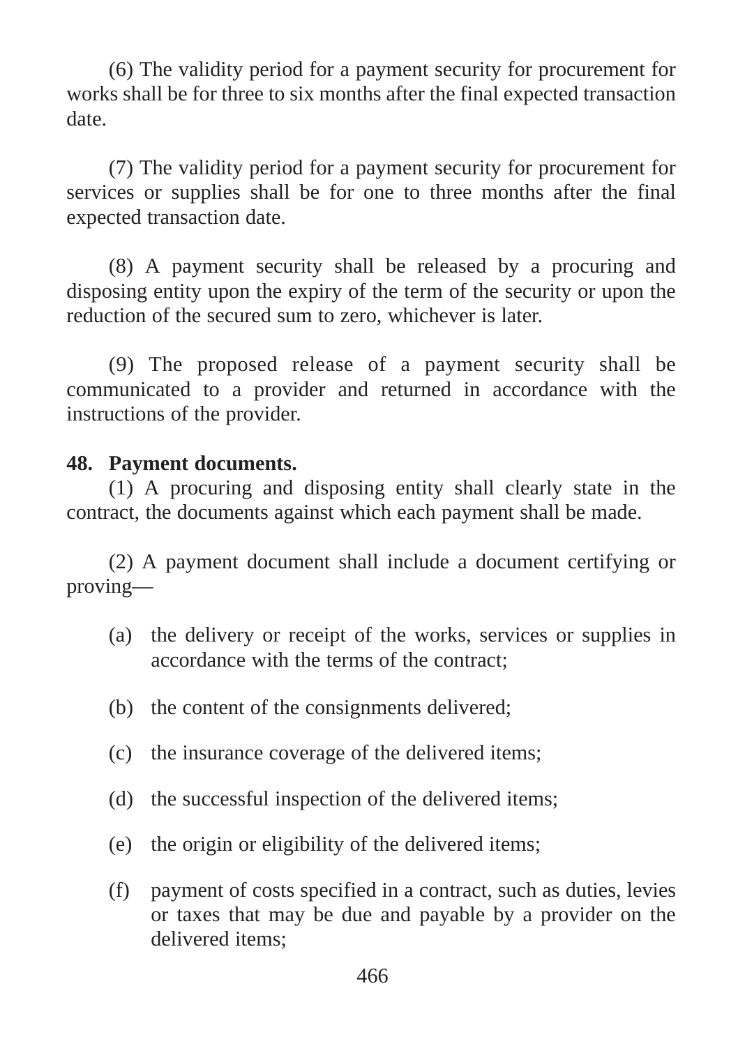(6) The validity period for a payment security for procurement for works shall be for three to six months after the final expected transaction date.

(7) The validity period for a payment security for procurement for services or supplies shall be for one to three months after the final expected transaction date.

(8) A payment security shall be released by a procuring and disposing entity upon the expiry of the term of the security or upon the reduction of the secured sum to zero, whichever is later.

(9) The proposed release of a payment security shall be communicated to a provider and returned in accordance with the instructions of the provider.

**48. Payment documents.**

(1) A procuring and disposing entity shall clearly state in the contract, the documents against which each payment shall be made.

(2) A payment document shall include a document certifying or proving—

(a) the delivery or receipt of the works, services or supplies in accordance with the terms of the contract;

(b) the content of the consignments delivered;

(c) the insurance coverage of the delivered items;

(d) the successful inspection of the delivered items;

(e) the origin or eligibility of the delivered items;

(f) payment of costs specified in a contract, such as duties, levies or taxes that may be due and payable by a provider on the delivered items;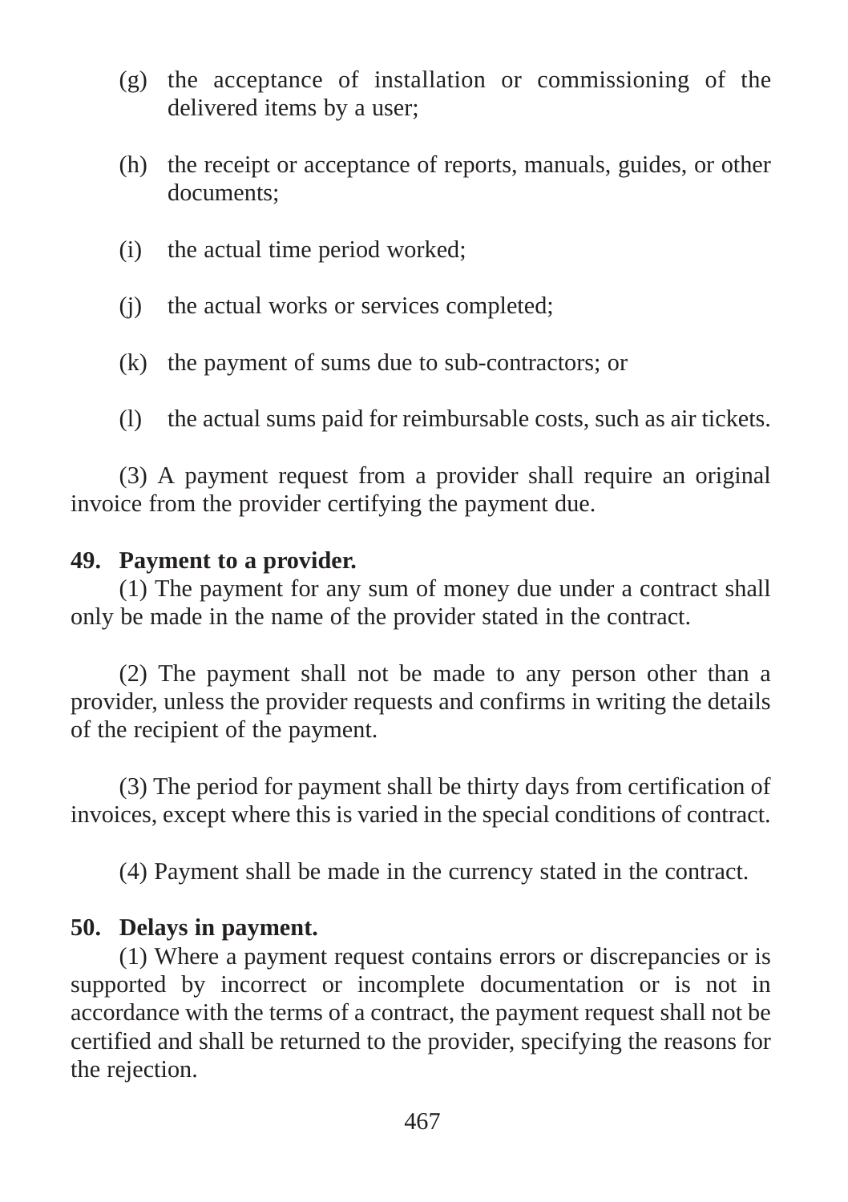(g) the acceptance of installation or commissioning of the delivered items by a user;

(h) the receipt or acceptance of reports, manuals, guides, or other documents;

(i) the actual time period worked;

(j) the actual works or services completed;

(k) the payment of sums due to sub-contractors; or

(l) the actual sums paid for reimbursable costs, such as air tickets.

(3) A payment request from a provider shall require an original invoice from the provider certifying the payment due.

**49. Payment to a provider.**

(1) The payment for any sum of money due under a contract shall only be made in the name of the provider stated in the contract.

(2) The payment shall not be made to any person other than a provider, unless the provider requests and confirms in writing the details of the recipient of the payment.

(3) The period for payment shall be thirty days from certification of invoices, except where this is varied in the special conditions of contract.

(4) Payment shall be made in the currency stated in the contract.

**50. Delays in payment.**

(1) Where a payment request contains errors or discrepancies or is supported by incorrect or incomplete documentation or is not in accordance with the terms of a contract, the payment request shall not be certified and shall be returned to the provider, specifying the reasons for the rejection.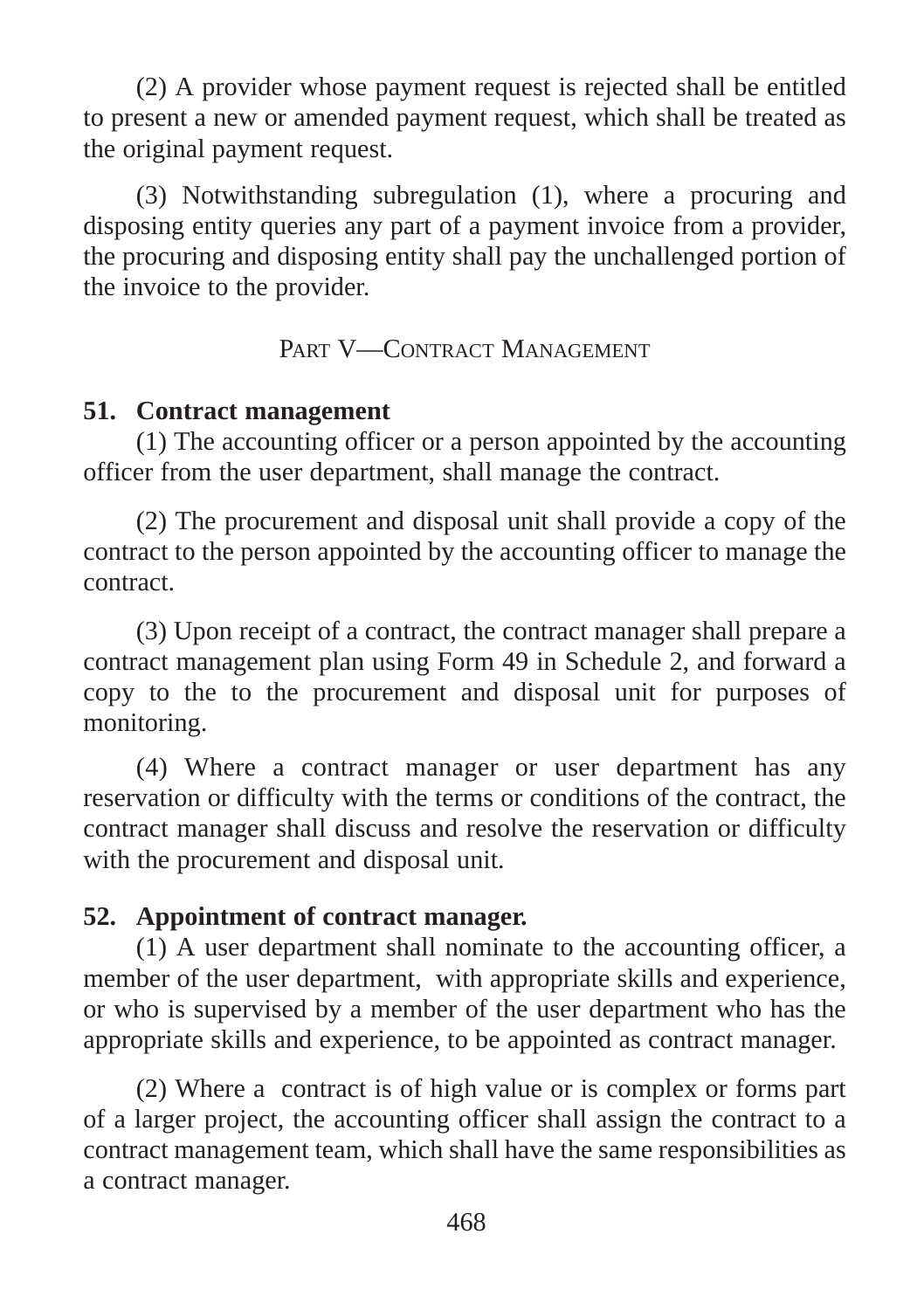(2) A provider whose payment request is rejected shall be entitled to present a new or amended payment request, which shall be treated as the original payment request.

(3) Notwithstanding subregulation (1), where a procuring and disposing entity queries any part of a payment invoice from a provider, the procuring and disposing entity shall pay the unchallenged portion of the invoice to the provider.

## PART V—CONTRACT MANAGEMENT

### 51. Contract management

(1) The accounting officer or a person appointed by the accounting officer from the user department, shall manage the contract.

(2) The procurement and disposal unit shall provide a copy of the contract to the person appointed by the accounting officer to manage the contract.

(3) Upon receipt of a contract, the contract manager shall prepare a contract management plan using Form 49 in Schedule 2, and forward a copy to the to the procurement and disposal unit for purposes of monitoring.

(4) Where a contract manager or user department has any reservation or difficulty with the terms or conditions of the contract, the contract manager shall discuss and resolve the reservation or difficulty with the procurement and disposal unit.

### 52. Appointment of contract manager.

(1) A user department shall nominate to the accounting officer, a member of the user department, with appropriate skills and experience, or who is supervised by a member of the user department who has the appropriate skills and experience, to be appointed as contract manager.

(2) Where a contract is of high value or is complex or forms part of a larger project, the accounting officer shall assign the contract to a contract management team, which shall have the same responsibilities as a contract manager.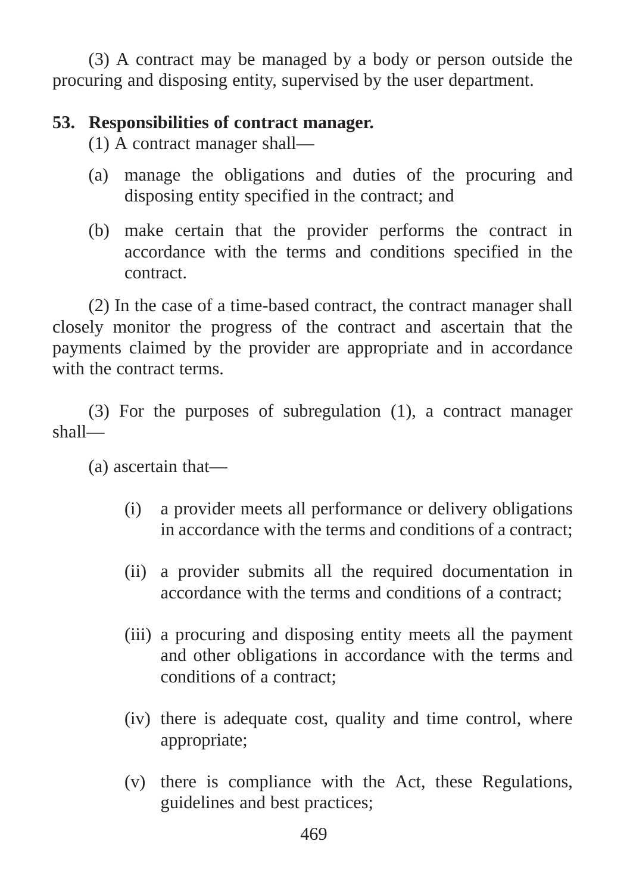(3) A contract may be managed by a body or person outside the procuring and disposing entity, supervised by the user department.

**53. Responsibilities of contract manager.**

(1) A contract manager shall—

(a) manage the obligations and duties of the procuring and disposing entity specified in the contract; and

(b) make certain that the provider performs the contract in accordance with the terms and conditions specified in the contract.

(2) In the case of a time-based contract, the contract manager shall closely monitor the progress of the contract and ascertain that the payments claimed by the provider are appropriate and in accordance with the contract terms.

(3) For the purposes of subregulation (1), a contract manager shall—

(a) ascertain that—

(i) a provider meets all performance or delivery obligations in accordance with the terms and conditions of a contract;

(ii) a provider submits all the required documentation in accordance with the terms and conditions of a contract;

(iii) a procuring and disposing entity meets all the payment and other obligations in accordance with the terms and conditions of a contract;

(iv) there is adequate cost, quality and time control, where appropriate;

(v) there is compliance with the Act, these Regulations, guidelines and best practices;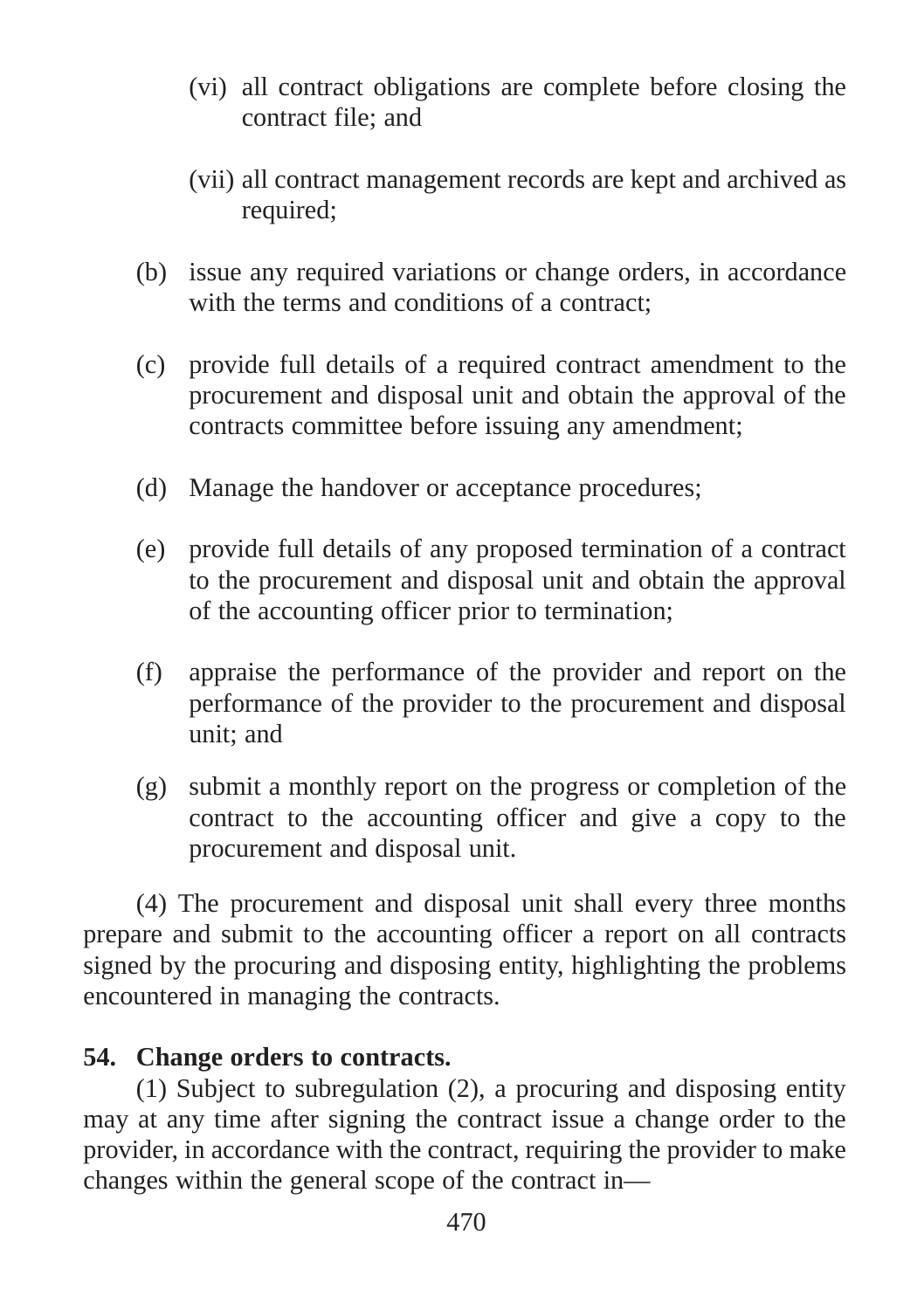(vi) all contract obligations are complete before closing the contract file; and

(vii) all contract management records are kept and archived as required;

(b) issue any required variations or change orders, in accordance with the terms and conditions of a contract;

(c) provide full details of a required contract amendment to the procurement and disposal unit and obtain the approval of the contracts committee before issuing any amendment;

(d) Manage the handover or acceptance procedures;

(e) provide full details of any proposed termination of a contract to the procurement and disposal unit and obtain the approval of the accounting officer prior to termination;

(f) appraise the performance of the provider and report on the performance of the provider to the procurement and disposal unit; and

(g) submit a monthly report on the progress or completion of the contract to the accounting officer and give a copy to the procurement and disposal unit.

(4) The procurement and disposal unit shall every three months prepare and submit to the accounting officer a report on all contracts signed by the procuring and disposing entity, highlighting the problems encountered in managing the contracts.

**54. Change orders to contracts.**

(1) Subject to subregulation (2), a procuring and disposing entity may at any time after signing the contract issue a change order to the provider, in accordance with the contract, requiring the provider to make changes within the general scope of the contract in—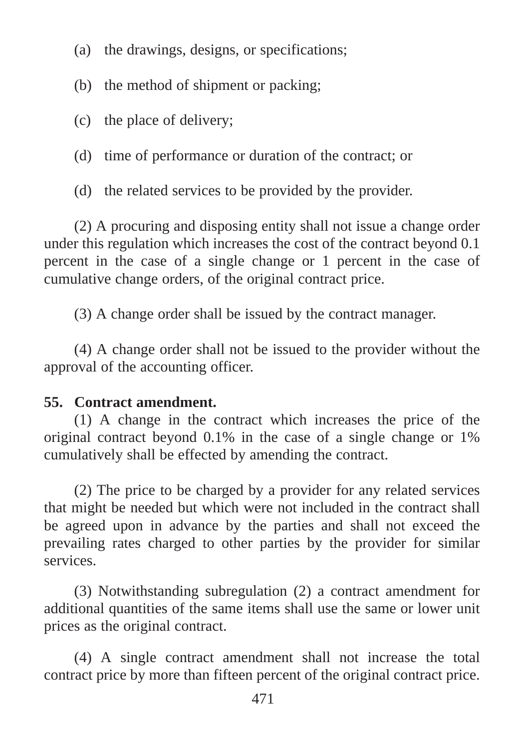(a) the drawings, designs, or specifications;

(b) the method of shipment or packing;

(c) the place of delivery;

(d) time of performance or duration of the contract; or

(d) the related services to be provided by the provider.

(2) A procuring and disposing entity shall not issue a change order under this regulation which increases the cost of the contract beyond 0.1 percent in the case of a single change or 1 percent in the case of cumulative change orders, of the original contract price.

(3) A change order shall be issued by the contract manager.

(4) A change order shall not be issued to the provider without the approval of the accounting officer.

**55. Contract amendment.**

(1) A change in the contract which increases the price of the original contract beyond 0.1% in the case of a single change or 1% cumulatively shall be effected by amending the contract.

(2) The price to be charged by a provider for any related services that might be needed but which were not included in the contract shall be agreed upon in advance by the parties and shall not exceed the prevailing rates charged to other parties by the provider for similar services.

(3) Notwithstanding subregulation (2) a contract amendment for additional quantities of the same items shall use the same or lower unit prices as the original contract.

(4) A single contract amendment shall not increase the total contract price by more than fifteen percent of the original contract price.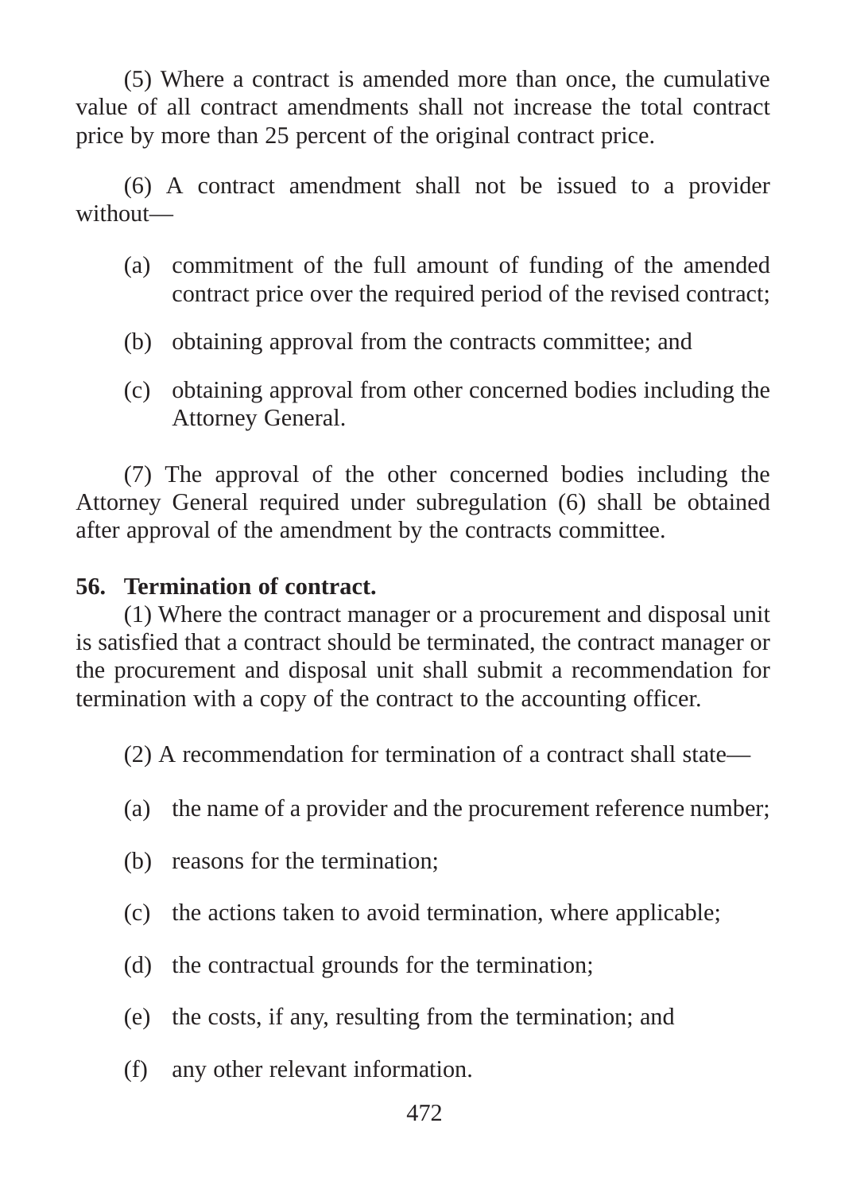(5) Where a contract is amended more than once, the cumulative value of all contract amendments shall not increase the total contract price by more than 25 percent of the original contract price.

(6) A contract amendment shall not be issued to a provider without—

(a) commitment of the full amount of funding of the amended contract price over the required period of the revised contract;

(b) obtaining approval from the contracts committee; and

(c) obtaining approval from other concerned bodies including the Attorney General.

(7) The approval of the other concerned bodies including the Attorney General required under subregulation (6) shall be obtained after approval of the amendment by the contracts committee.

**56. Termination of contract.**

(1) Where the contract manager or a procurement and disposal unit is satisfied that a contract should be terminated, the contract manager or the procurement and disposal unit shall submit a recommendation for termination with a copy of the contract to the accounting officer.

(2) A recommendation for termination of a contract shall state—

(a) the name of a provider and the procurement reference number;

(b) reasons for the termination;

(c) the actions taken to avoid termination, where applicable;

(d) the contractual grounds for the termination;

(e) the costs, if any, resulting from the termination; and

(f) any other relevant information.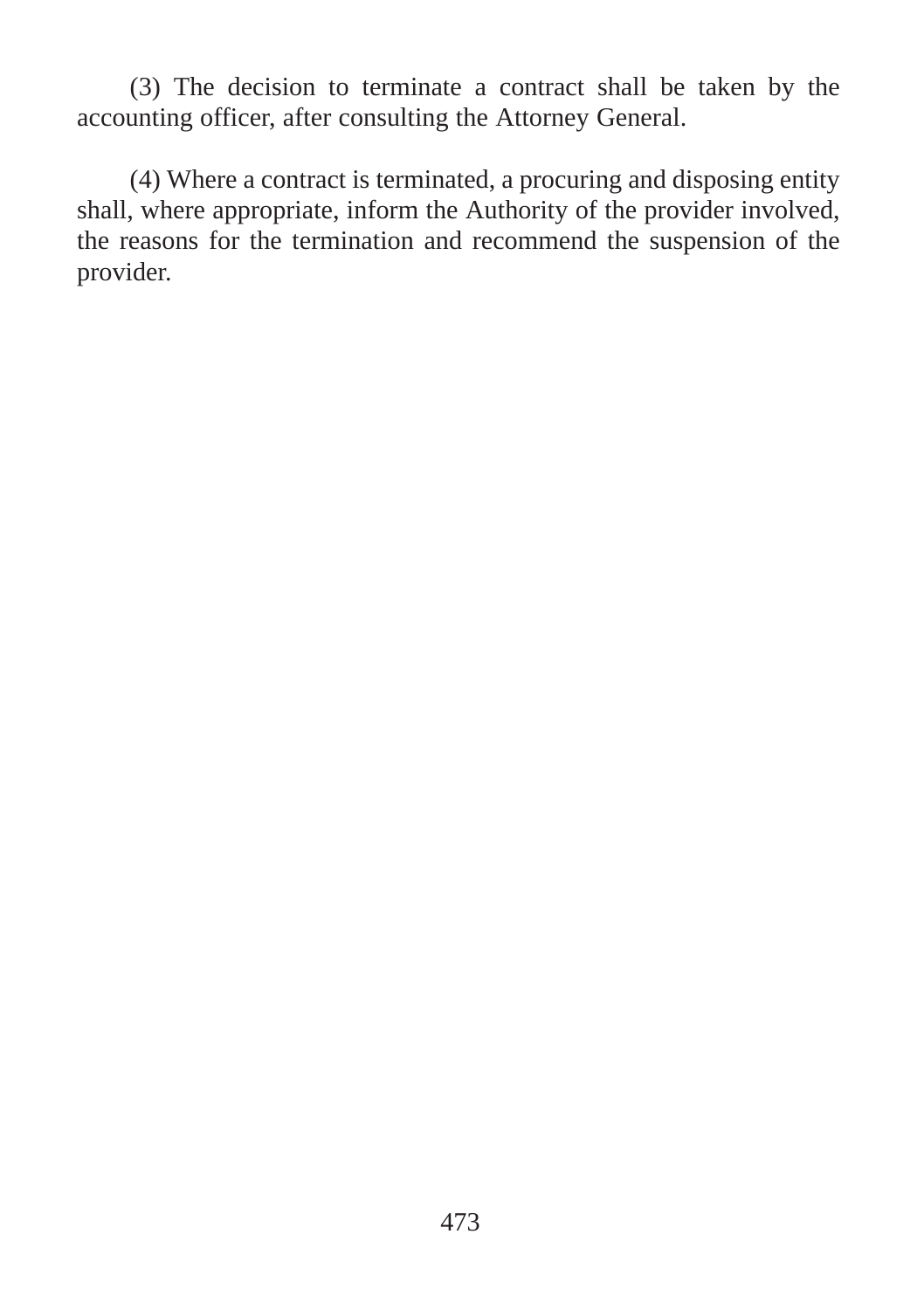(3) The decision to terminate a contract shall be taken by the accounting officer, after consulting the Attorney General.

(4) Where a contract is terminated, a procuring and disposing entity shall, where appropriate, inform the Authority of the provider involved, the reasons for the termination and recommend the suspension of the provider.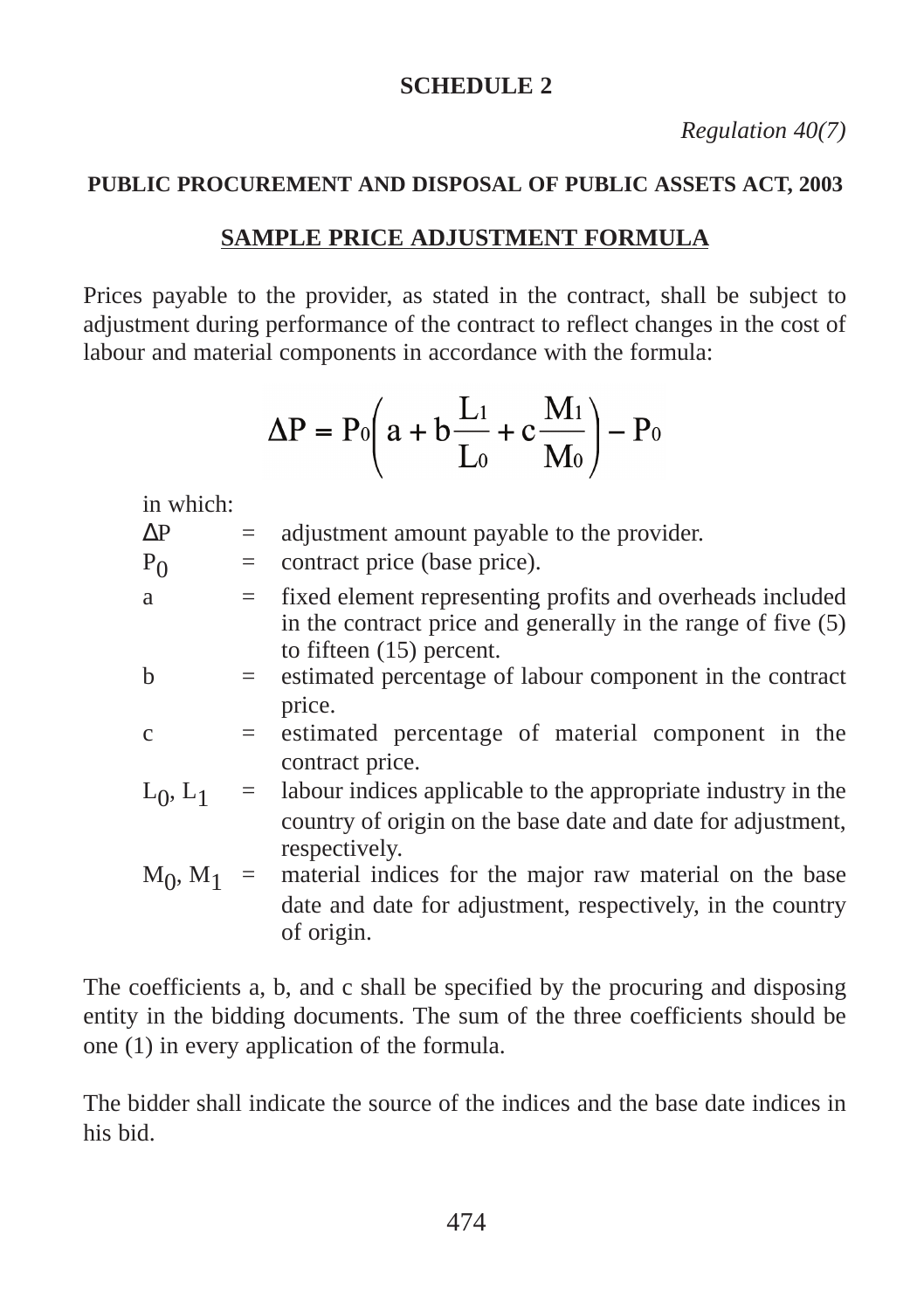**SCHEDULE 2**

*Regulation 40(7)*

**PUBLIC PROCUREMENT AND DISPOSAL OF PUBLIC ASSETS ACT, 2003**

**SAMPLE PRICE ADJUSTMENT FORMULA**

Prices payable to the provider, as stated in the contract, shall be subject to adjustment during performance of the contract to reflect changes in the cost of labour and material components in accordance with the formula:

$$\Delta P = P_0\left(a + b\frac{L_1}{L_0} + c\frac{M_1}{M_0}\right) - P_0$$

in which:

| | | |
|---|---|---|
| $\Delta P$ | = | adjustment amount payable to the provider. |
| $P_0$ | = | contract price (base price). |
| a | = | fixed element representing profits and overheads included in the contract price and generally in the range of five (5) to fifteen (15) percent. |
| b | = | estimated percentage of labour component in the contract price. |
| c | = | estimated percentage of material component in the contract price. |
| $L_0$, $L_1$ | = | labour indices applicable to the appropriate industry in the country of origin on the base date and date for adjustment, respectively. |
| $M_0$, $M_1$ | = | material indices for the major raw material on the base date and date for adjustment, respectively, in the country of origin. |

The coefficients a, b, and c shall be specified by the procuring and disposing entity in the bidding documents. The sum of the three coefficients should be one (1) in every application of the formula.

The bidder shall indicate the source of the indices and the base date indices in his bid.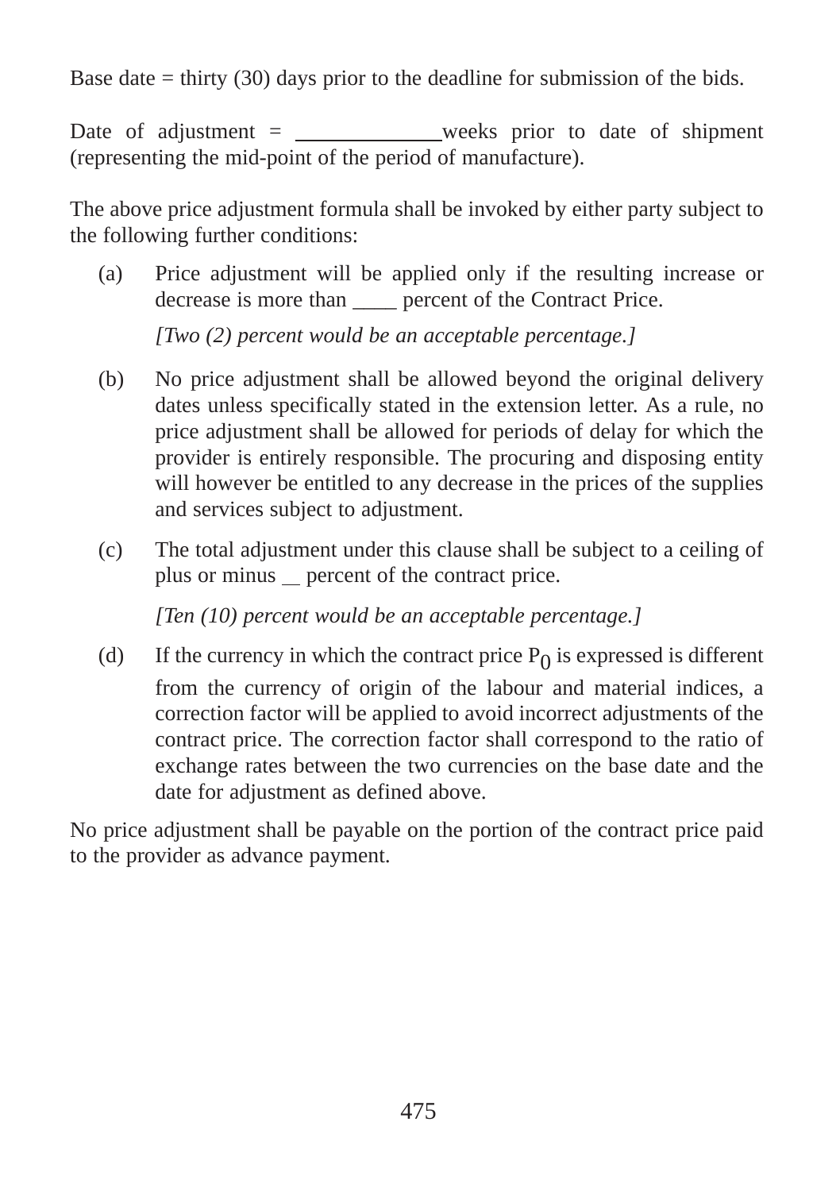Base date = thirty (30) days prior to the deadline for submission of the bids.

Date of adjustment = ____________ weeks prior to date of shipment (representing the mid-point of the period of manufacture).

The above price adjustment formula shall be invoked by either party subject to the following further conditions:

(a) Price adjustment will be applied only if the resulting increase or decrease is more than ____ percent of the Contract Price.

*[Two (2) percent would be an acceptable percentage.]*

(b) No price adjustment shall be allowed beyond the original delivery dates unless specifically stated in the extension letter. As a rule, no price adjustment shall be allowed for periods of delay for which the provider is entirely responsible. The procuring and disposing entity will however be entitled to any decrease in the prices of the supplies and services subject to adjustment.

(c) The total adjustment under this clause shall be subject to a ceiling of plus or minus __ percent of the contract price.

*[Ten (10) percent would be an acceptable percentage.]*

(d) If the currency in which the contract price $P_0$ is expressed is different from the currency of origin of the labour and material indices, a correction factor will be applied to avoid incorrect adjustments of the contract price. The correction factor shall correspond to the ratio of exchange rates between the two currencies on the base date and the date for adjustment as defined above.

No price adjustment shall be payable on the portion of the contract price paid to the provider as advance payment.